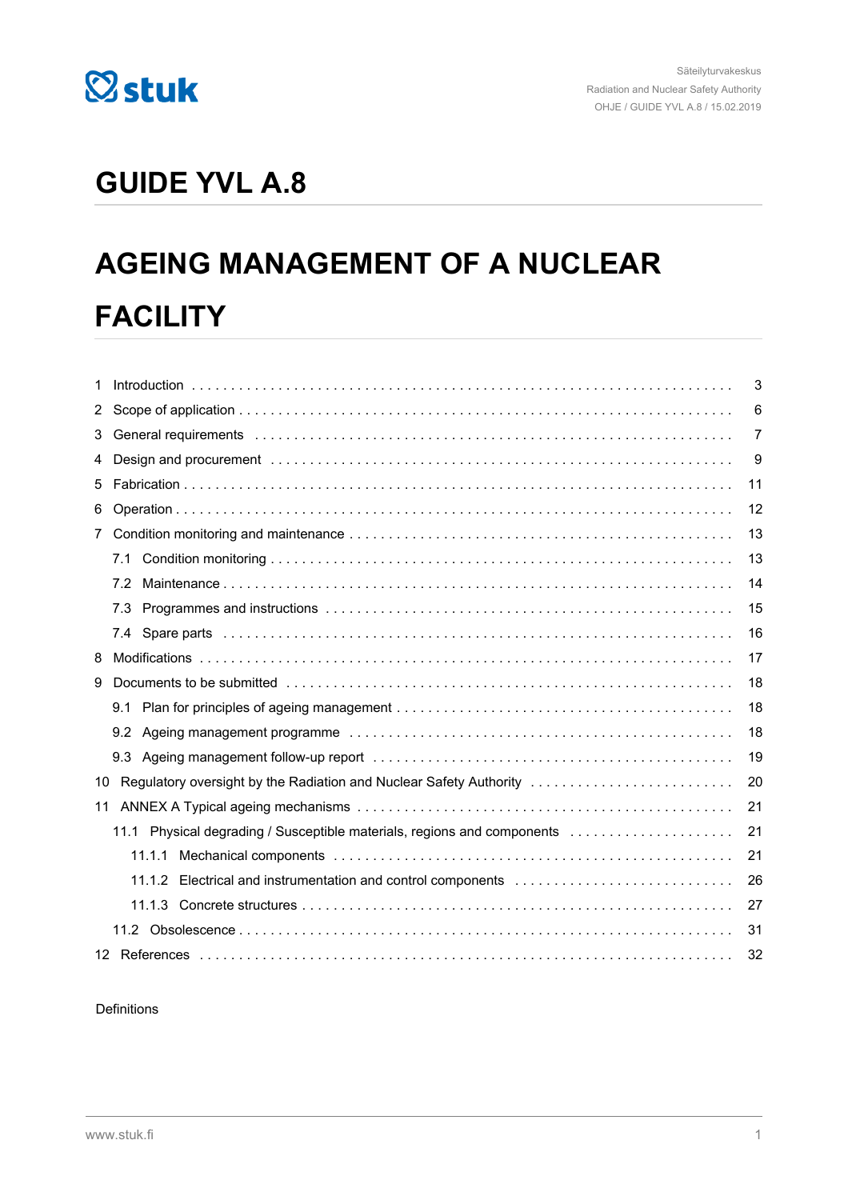Säteilyturvakeskus
Radiation and Nuclear Safety Authority
OHJE / GUIDE YVL A.8 / 15.02.2019

# GUIDE YVL A.8

# AGEING MANAGEMENT OF A NUCLEAR FACILITY

| | | |
|---|---|---|
| 1 | Introduction | 3 |
| 2 | Scope of application | 6 |
| 3 | General requirements | 7 |
| 4 | Design and procurement | 9 |
| 5 | Fabrication | 11 |
| 6 | Operation | 12 |
| 7 | Condition monitoring and maintenance | 13 |
| 7.1 | Condition monitoring | 13 |
| 7.2 | Maintenance | 14 |
| 7.3 | Programmes and instructions | 15 |
| 7.4 | Spare parts | 16 |
| 8 | Modifications | 17 |
| 9 | Documents to be submitted | 18 |
| 9.1 | Plan for principles of ageing management | 18 |
| 9.2 | Ageing management programme | 18 |
| 9.3 | Ageing management follow-up report | 19 |
| 10 | Regulatory oversight by the Radiation and Nuclear Safety Authority | 20 |
| 11 | ANNEX A Typical ageing mechanisms | 21 |
| 11.1 | Physical degrading / Susceptible materials, regions and components | 21 |
| 11.1.1 | Mechanical components | 21 |
| 11.1.2 | Electrical and instrumentation and control components | 26 |
| 11.1.3 | Concrete structures | 27 |
| 11.2 | Obsolescence | 31 |
| 12 | References | 32 |

Definitions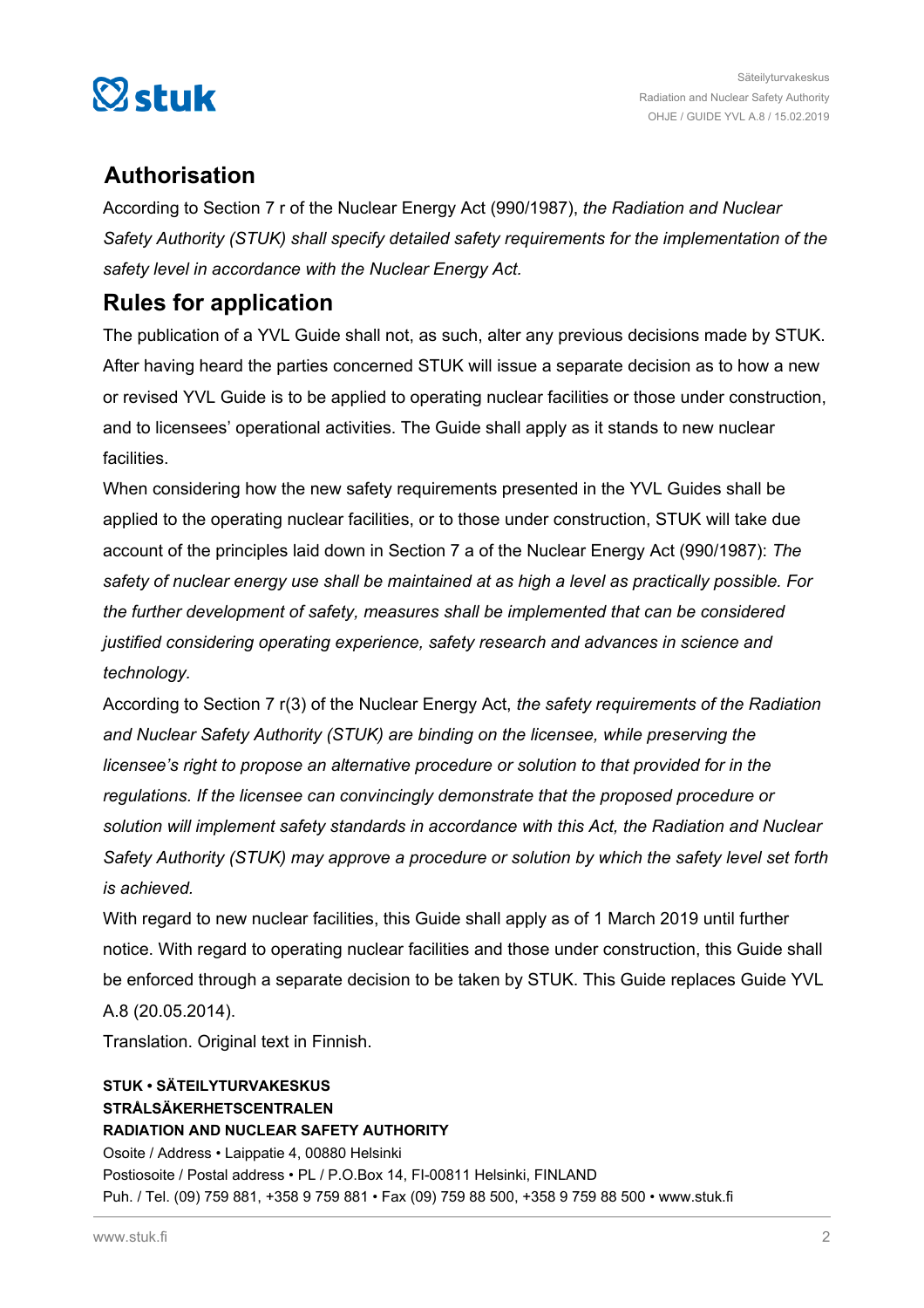## Authorisation

According to Section 7 r of the Nuclear Energy Act (990/1987), *the Radiation and Nuclear Safety Authority (STUK) shall specify detailed safety requirements for the implementation of the safety level in accordance with the Nuclear Energy Act.*

## Rules for application

The publication of a YVL Guide shall not, as such, alter any previous decisions made by STUK. After having heard the parties concerned STUK will issue a separate decision as to how a new or revised YVL Guide is to be applied to operating nuclear facilities or those under construction, and to licensees' operational activities. The Guide shall apply as it stands to new nuclear facilities.

When considering how the new safety requirements presented in the YVL Guides shall be applied to the operating nuclear facilities, or to those under construction, STUK will take due account of the principles laid down in Section 7 a of the Nuclear Energy Act (990/1987): *The safety of nuclear energy use shall be maintained at as high a level as practically possible. For the further development of safety, measures shall be implemented that can be considered justified considering operating experience, safety research and advances in science and technology.*

According to Section 7 r(3) of the Nuclear Energy Act, *the safety requirements of the Radiation and Nuclear Safety Authority (STUK) are binding on the licensee, while preserving the licensee's right to propose an alternative procedure or solution to that provided for in the regulations. If the licensee can convincingly demonstrate that the proposed procedure or solution will implement safety standards in accordance with this Act, the Radiation and Nuclear Safety Authority (STUK) may approve a procedure or solution by which the safety level set forth is achieved.*

With regard to new nuclear facilities, this Guide shall apply as of 1 March 2019 until further notice. With regard to operating nuclear facilities and those under construction, this Guide shall be enforced through a separate decision to be taken by STUK. This Guide replaces Guide YVL A.8 (20.05.2014).

Translation. Original text in Finnish.

**STUK • SÄTEILYTURVAKESKUS**
**STRÅLSÄKERHETSCENTRALEN**
**RADIATION AND NUCLEAR SAFETY AUTHORITY**
Osoite / Address • Laippatie 4, 00880 Helsinki
Postiosoite / Postal address • PL / P.O.Box 14, FI-00811 Helsinki, FINLAND
Puh. / Tel. (09) 759 881, +358 9 759 881 • Fax (09) 759 88 500, +358 9 759 88 500 • www.stuk.fi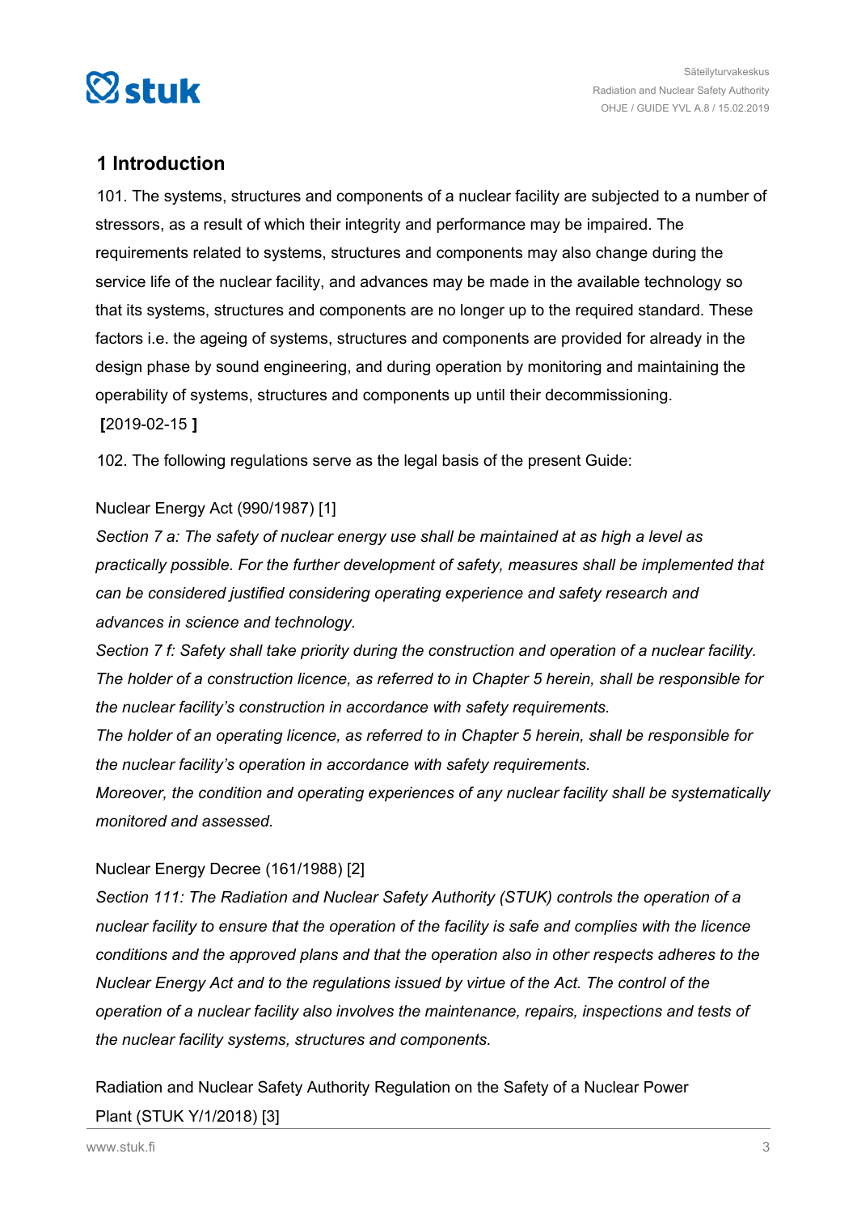## 1 Introduction

101. The systems, structures and components of a nuclear facility are subjected to a number of stressors, as a result of which their integrity and performance may be impaired. The requirements related to systems, structures and components may also change during the service life of the nuclear facility, and advances may be made in the available technology so that its systems, structures and components are no longer up to the required standard. These factors i.e. the ageing of systems, structures and components are provided for already in the design phase by sound engineering, and during operation by monitoring and maintaining the operability of systems, structures and components up until their decommissioning. **[**2019-02-15 **]**

102. The following regulations serve as the legal basis of the present Guide:

Nuclear Energy Act (990/1987) [1]

*Section 7 a: The safety of nuclear energy use shall be maintained at as high a level as practically possible. For the further development of safety, measures shall be implemented that can be considered justified considering operating experience and safety research and advances in science and technology.*

*Section 7 f: Safety shall take priority during the construction and operation of a nuclear facility. The holder of a construction licence, as referred to in Chapter 5 herein, shall be responsible for the nuclear facility's construction in accordance with safety requirements.*

*The holder of an operating licence, as referred to in Chapter 5 herein, shall be responsible for the nuclear facility's operation in accordance with safety requirements.*

*Moreover, the condition and operating experiences of any nuclear facility shall be systematically monitored and assessed.*

Nuclear Energy Decree (161/1988) [2]

*Section 111: The Radiation and Nuclear Safety Authority (STUK) controls the operation of a nuclear facility to ensure that the operation of the facility is safe and complies with the licence conditions and the approved plans and that the operation also in other respects adheres to the Nuclear Energy Act and to the regulations issued by virtue of the Act. The control of the operation of a nuclear facility also involves the maintenance, repairs, inspections and tests of the nuclear facility systems, structures and components.*

Radiation and Nuclear Safety Authority Regulation on the Safety of a Nuclear Power Plant (STUK Y/1/2018) [3]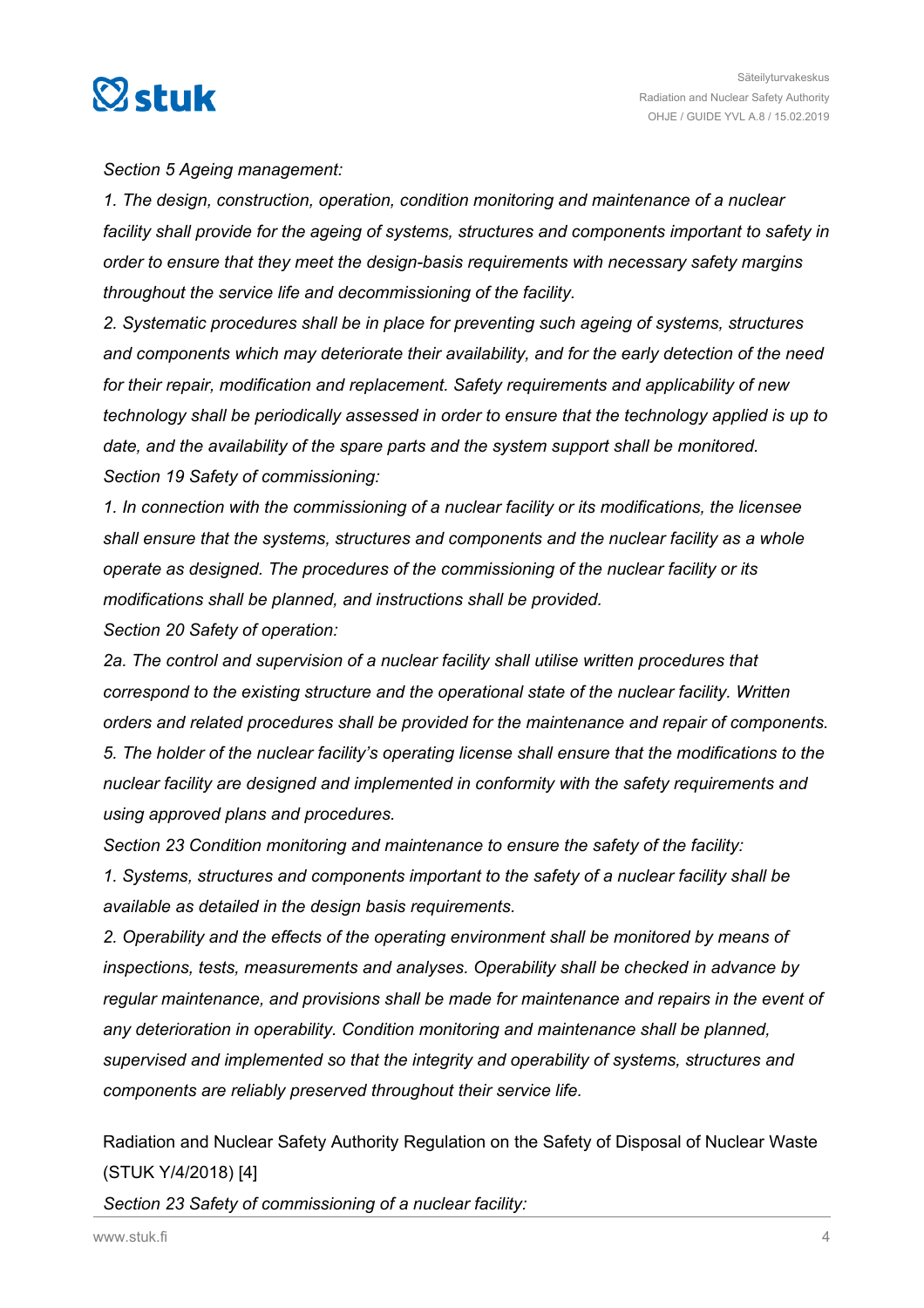*Section 5 Ageing management:*

*1. The design, construction, operation, condition monitoring and maintenance of a nuclear facility shall provide for the ageing of systems, structures and components important to safety in order to ensure that they meet the design-basis requirements with necessary safety margins throughout the service life and decommissioning of the facility.*

*2. Systematic procedures shall be in place for preventing such ageing of systems, structures and components which may deteriorate their availability, and for the early detection of the need for their repair, modification and replacement. Safety requirements and applicability of new technology shall be periodically assessed in order to ensure that the technology applied is up to date, and the availability of the spare parts and the system support shall be monitored.*

*Section 19 Safety of commissioning:*

*1. In connection with the commissioning of a nuclear facility or its modifications, the licensee shall ensure that the systems, structures and components and the nuclear facility as a whole operate as designed. The procedures of the commissioning of the nuclear facility or its modifications shall be planned, and instructions shall be provided.*

*Section 20 Safety of operation:*

*2a. The control and supervision of a nuclear facility shall utilise written procedures that correspond to the existing structure and the operational state of the nuclear facility. Written orders and related procedures shall be provided for the maintenance and repair of components.*

*5. The holder of the nuclear facility's operating license shall ensure that the modifications to the nuclear facility are designed and implemented in conformity with the safety requirements and using approved plans and procedures.*

*Section 23 Condition monitoring and maintenance to ensure the safety of the facility:*

*1. Systems, structures and components important to the safety of a nuclear facility shall be available as detailed in the design basis requirements.*

*2. Operability and the effects of the operating environment shall be monitored by means of inspections, tests, measurements and analyses. Operability shall be checked in advance by regular maintenance, and provisions shall be made for maintenance and repairs in the event of any deterioration in operability. Condition monitoring and maintenance shall be planned, supervised and implemented so that the integrity and operability of systems, structures and components are reliably preserved throughout their service life.*

Radiation and Nuclear Safety Authority Regulation on the Safety of Disposal of Nuclear Waste (STUK Y/4/2018) [4]

*Section 23 Safety of commissioning of a nuclear facility:*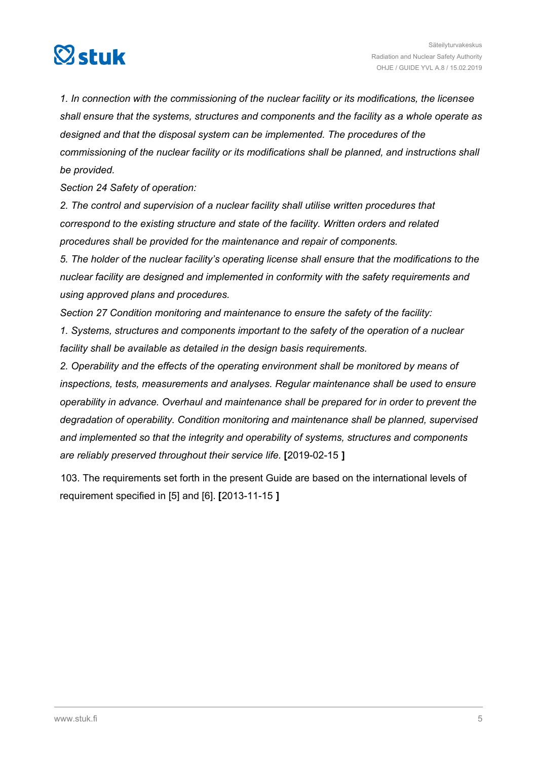*1. In connection with the commissioning of the nuclear facility or its modifications, the licensee shall ensure that the systems, structures and components and the facility as a whole operate as designed and that the disposal system can be implemented. The procedures of the commissioning of the nuclear facility or its modifications shall be planned, and instructions shall be provided.*

*Section 24 Safety of operation:*

*2. The control and supervision of a nuclear facility shall utilise written procedures that correspond to the existing structure and state of the facility. Written orders and related procedures shall be provided for the maintenance and repair of components.*

*5. The holder of the nuclear facility's operating license shall ensure that the modifications to the nuclear facility are designed and implemented in conformity with the safety requirements and using approved plans and procedures.*

*Section 27 Condition monitoring and maintenance to ensure the safety of the facility:*

*1. Systems, structures and components important to the safety of the operation of a nuclear facility shall be available as detailed in the design basis requirements.*

*2. Operability and the effects of the operating environment shall be monitored by means of inspections, tests, measurements and analyses. Regular maintenance shall be used to ensure operability in advance. Overhaul and maintenance shall be prepared for in order to prevent the degradation of operability. Condition monitoring and maintenance shall be planned, supervised and implemented so that the integrity and operability of systems, structures and components are reliably preserved throughout their service life.* **[**2019-02-15 **]**

103. The requirements set forth in the present Guide are based on the international levels of requirement specified in [5] and [6]. **[**2013-11-15 **]**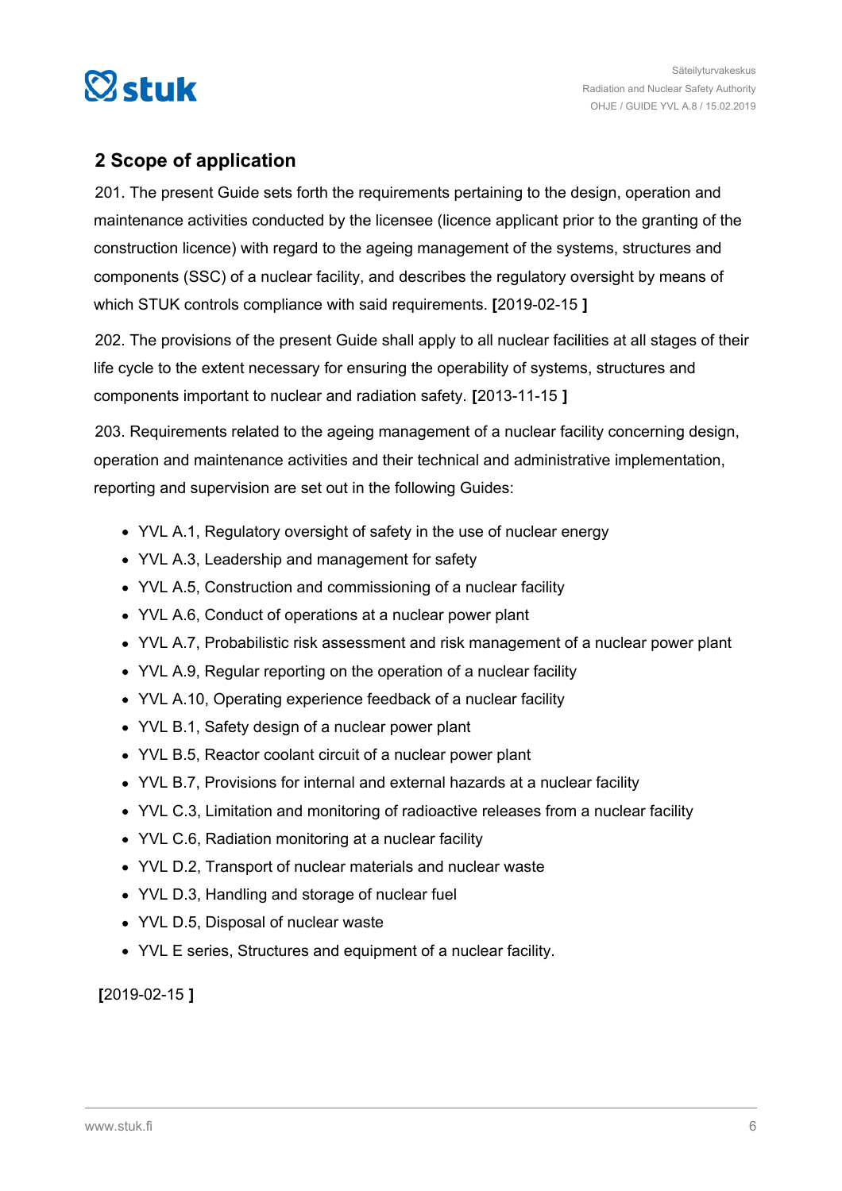## 2 Scope of application

201. The present Guide sets forth the requirements pertaining to the design, operation and maintenance activities conducted by the licensee (licence applicant prior to the granting of the construction licence) with regard to the ageing management of the systems, structures and components (SSC) of a nuclear facility, and describes the regulatory oversight by means of which STUK controls compliance with said requirements. **[**2019-02-15 **]**

202. The provisions of the present Guide shall apply to all nuclear facilities at all stages of their life cycle to the extent necessary for ensuring the operability of systems, structures and components important to nuclear and radiation safety. **[**2013-11-15 **]**

203. Requirements related to the ageing management of a nuclear facility concerning design, operation and maintenance activities and their technical and administrative implementation, reporting and supervision are set out in the following Guides:

- YVL A.1, Regulatory oversight of safety in the use of nuclear energy
- YVL A.3, Leadership and management for safety
- YVL A.5, Construction and commissioning of a nuclear facility
- YVL A.6, Conduct of operations at a nuclear power plant
- YVL A.7, Probabilistic risk assessment and risk management of a nuclear power plant
- YVL A.9, Regular reporting on the operation of a nuclear facility
- YVL A.10, Operating experience feedback of a nuclear facility
- YVL B.1, Safety design of a nuclear power plant
- YVL B.5, Reactor coolant circuit of a nuclear power plant
- YVL B.7, Provisions for internal and external hazards at a nuclear facility
- YVL C.3, Limitation and monitoring of radioactive releases from a nuclear facility
- YVL C.6, Radiation monitoring at a nuclear facility
- YVL D.2, Transport of nuclear materials and nuclear waste
- YVL D.3, Handling and storage of nuclear fuel
- YVL D.5, Disposal of nuclear waste
- YVL E series, Structures and equipment of a nuclear facility.

**[**2019-02-15 **]**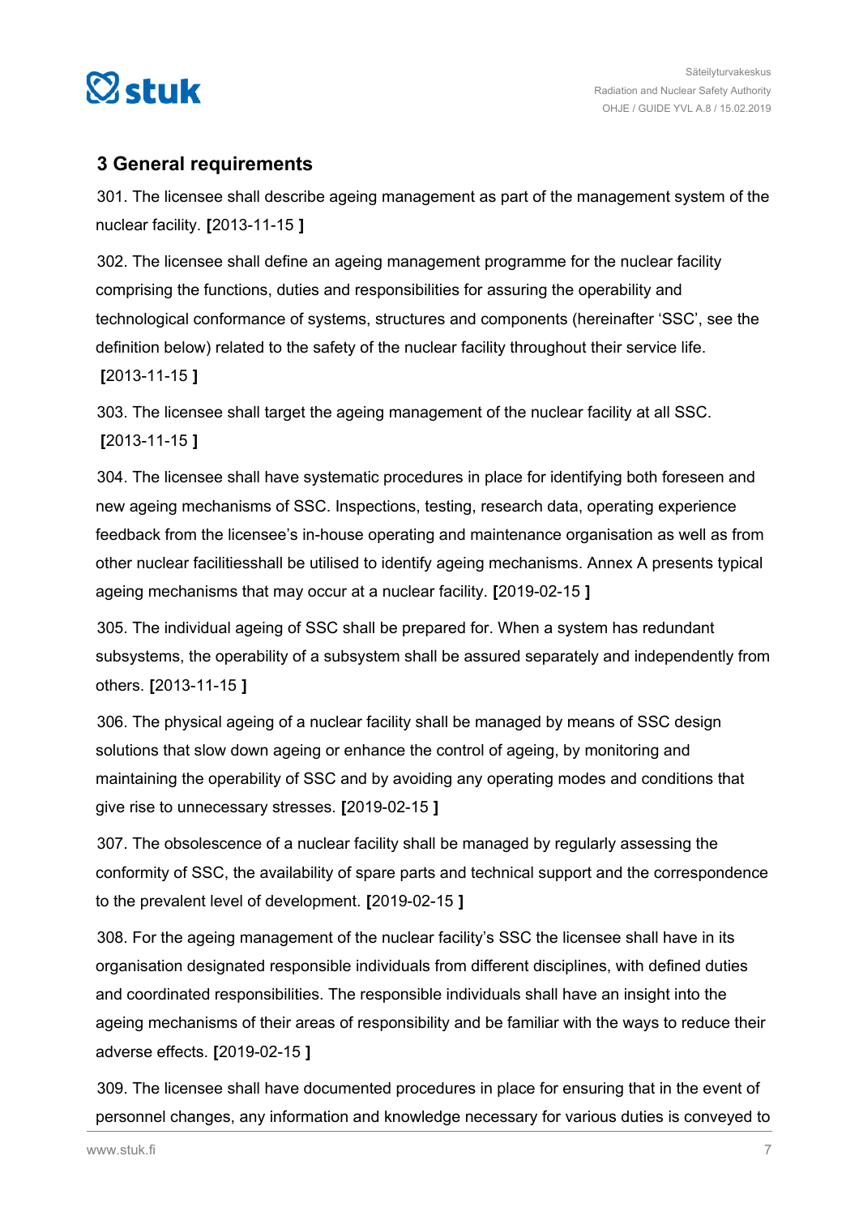## 3 General requirements

301. The licensee shall describe ageing management as part of the management system of the nuclear facility. **[**2013-11-15 **]**

302. The licensee shall define an ageing management programme for the nuclear facility comprising the functions, duties and responsibilities for assuring the operability and technological conformance of systems, structures and components (hereinafter 'SSC', see the definition below) related to the safety of the nuclear facility throughout their service life. **[**2013-11-15 **]**

303. The licensee shall target the ageing management of the nuclear facility at all SSC. **[**2013-11-15 **]**

304. The licensee shall have systematic procedures in place for identifying both foreseen and new ageing mechanisms of SSC. Inspections, testing, research data, operating experience feedback from the licensee's in-house operating and maintenance organisation as well as from other nuclear facilitiesshall be utilised to identify ageing mechanisms. Annex A presents typical ageing mechanisms that may occur at a nuclear facility. **[**2019-02-15 **]**

305. The individual ageing of SSC shall be prepared for. When a system has redundant subsystems, the operability of a subsystem shall be assured separately and independently from others. **[**2013-11-15 **]**

306. The physical ageing of a nuclear facility shall be managed by means of SSC design solutions that slow down ageing or enhance the control of ageing, by monitoring and maintaining the operability of SSC and by avoiding any operating modes and conditions that give rise to unnecessary stresses. **[**2019-02-15 **]**

307. The obsolescence of a nuclear facility shall be managed by regularly assessing the conformity of SSC, the availability of spare parts and technical support and the correspondence to the prevalent level of development. **[**2019-02-15 **]**

308. For the ageing management of the nuclear facility's SSC the licensee shall have in its organisation designated responsible individuals from different disciplines, with defined duties and coordinated responsibilities. The responsible individuals shall have an insight into the ageing mechanisms of their areas of responsibility and be familiar with the ways to reduce their adverse effects. **[**2019-02-15 **]**

309. The licensee shall have documented procedures in place for ensuring that in the event of personnel changes, any information and knowledge necessary for various duties is conveyed to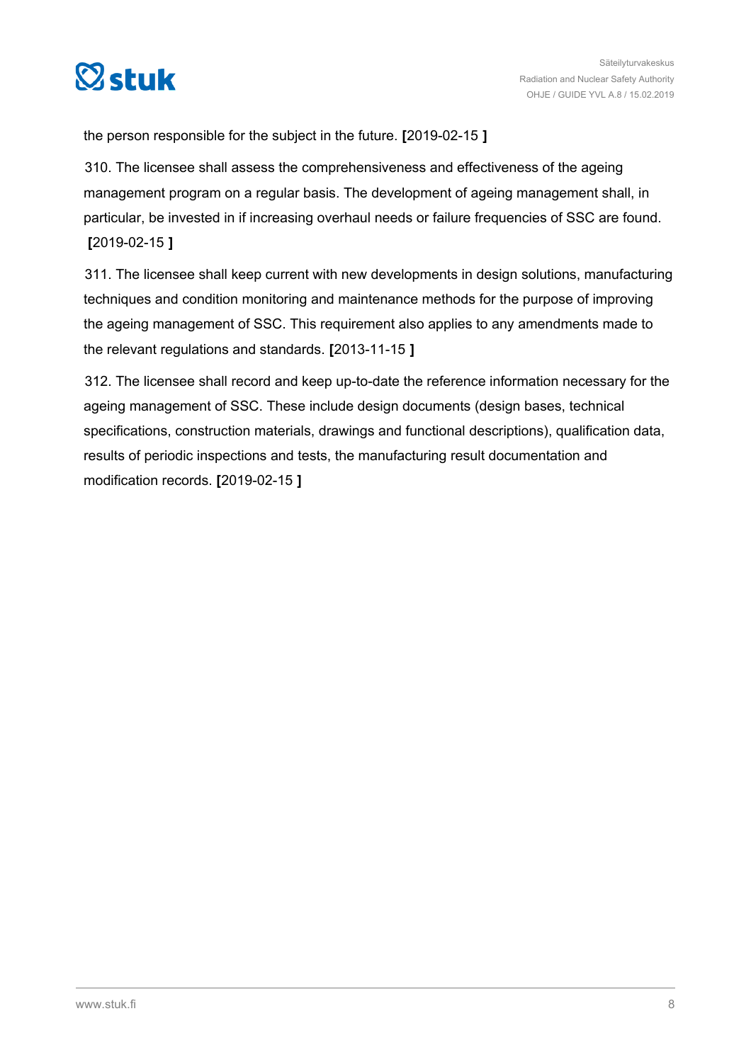the person responsible for the subject in the future. **[**2019-02-15 **]**

310. The licensee shall assess the comprehensiveness and effectiveness of the ageing management program on a regular basis. The development of ageing management shall, in particular, be invested in if increasing overhaul needs or failure frequencies of SSC are found. **[**2019-02-15 **]**

311. The licensee shall keep current with new developments in design solutions, manufacturing techniques and condition monitoring and maintenance methods for the purpose of improving the ageing management of SSC. This requirement also applies to any amendments made to the relevant regulations and standards. **[**2013-11-15 **]**

312. The licensee shall record and keep up-to-date the reference information necessary for the ageing management of SSC. These include design documents (design bases, technical specifications, construction materials, drawings and functional descriptions), qualification data, results of periodic inspections and tests, the manufacturing result documentation and modification records. **[**2019-02-15 **]**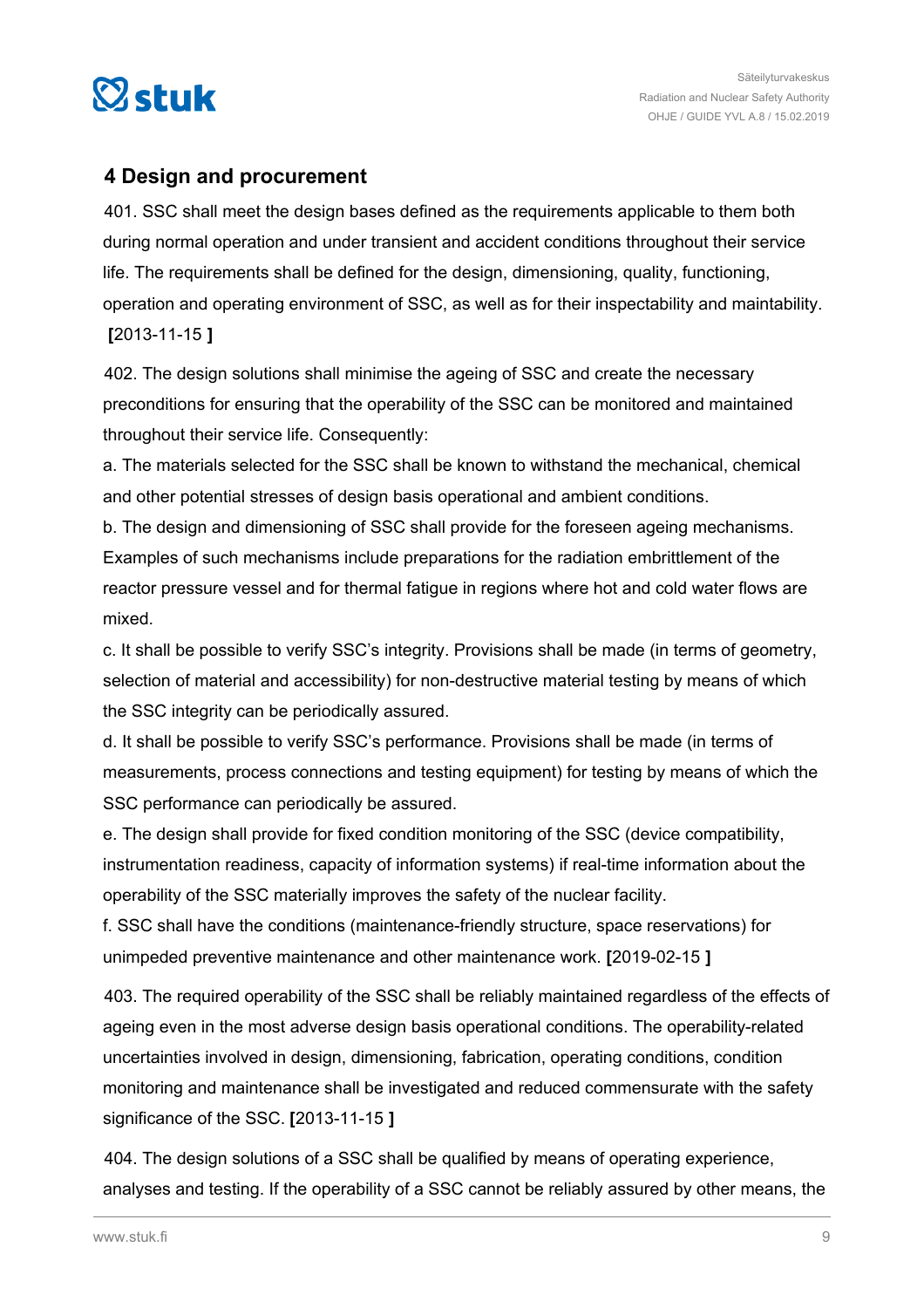## 4 Design and procurement

401. SSC shall meet the design bases defined as the requirements applicable to them both during normal operation and under transient and accident conditions throughout their service life. The requirements shall be defined for the design, dimensioning, quality, functioning, operation and operating environment of SSC, as well as for their inspectability and maintability. **[**2013-11-15 **]**

402. The design solutions shall minimise the ageing of SSC and create the necessary preconditions for ensuring that the operability of the SSC can be monitored and maintained throughout their service life. Consequently:

a. The materials selected for the SSC shall be known to withstand the mechanical, chemical and other potential stresses of design basis operational and ambient conditions.

b. The design and dimensioning of SSC shall provide for the foreseen ageing mechanisms. Examples of such mechanisms include preparations for the radiation embrittlement of the reactor pressure vessel and for thermal fatigue in regions where hot and cold water flows are mixed.

c. It shall be possible to verify SSC's integrity. Provisions shall be made (in terms of geometry, selection of material and accessibility) for non-destructive material testing by means of which the SSC integrity can be periodically assured.

d. It shall be possible to verify SSC's performance. Provisions shall be made (in terms of measurements, process connections and testing equipment) for testing by means of which the SSC performance can periodically be assured.

e. The design shall provide for fixed condition monitoring of the SSC (device compatibility, instrumentation readiness, capacity of information systems) if real-time information about the operability of the SSC materially improves the safety of the nuclear facility.

f. SSC shall have the conditions (maintenance-friendly structure, space reservations) for unimpeded preventive maintenance and other maintenance work. **[**2019-02-15 **]**

403. The required operability of the SSC shall be reliably maintained regardless of the effects of ageing even in the most adverse design basis operational conditions. The operability-related uncertainties involved in design, dimensioning, fabrication, operating conditions, condition monitoring and maintenance shall be investigated and reduced commensurate with the safety significance of the SSC. **[**2013-11-15 **]**

404. The design solutions of a SSC shall be qualified by means of operating experience, analyses and testing. If the operability of a SSC cannot be reliably assured by other means, the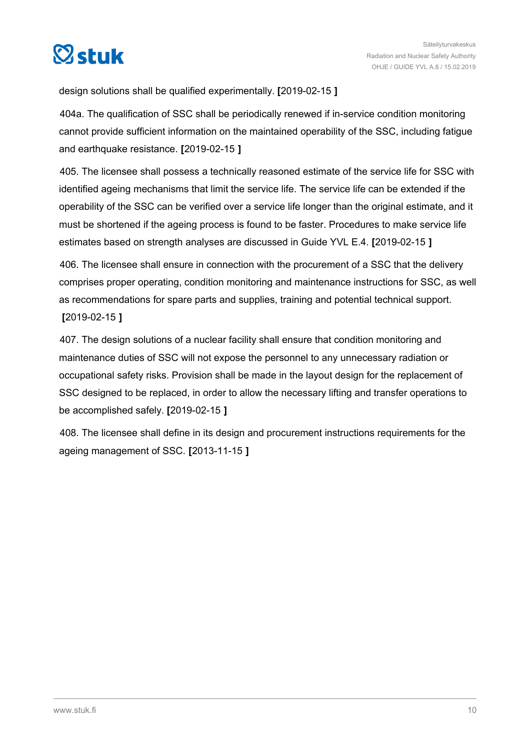design solutions shall be qualified experimentally. **[**2019-02-15 **]**

404a. The qualification of SSC shall be periodically renewed if in-service condition monitoring cannot provide sufficient information on the maintained operability of the SSC, including fatigue and earthquake resistance. **[**2019-02-15 **]**

405. The licensee shall possess a technically reasoned estimate of the service life for SSC with identified ageing mechanisms that limit the service life. The service life can be extended if the operability of the SSC can be verified over a service life longer than the original estimate, and it must be shortened if the ageing process is found to be faster. Procedures to make service life estimates based on strength analyses are discussed in Guide YVL E.4. **[**2019-02-15 **]**

406. The licensee shall ensure in connection with the procurement of a SSC that the delivery comprises proper operating, condition monitoring and maintenance instructions for SSC, as well as recommendations for spare parts and supplies, training and potential technical support. **[**2019-02-15 **]**

407. The design solutions of a nuclear facility shall ensure that condition monitoring and maintenance duties of SSC will not expose the personnel to any unnecessary radiation or occupational safety risks. Provision shall be made in the layout design for the replacement of SSC designed to be replaced, in order to allow the necessary lifting and transfer operations to be accomplished safely. **[**2019-02-15 **]**

408. The licensee shall define in its design and procurement instructions requirements for the ageing management of SSC. **[**2013-11-15 **]**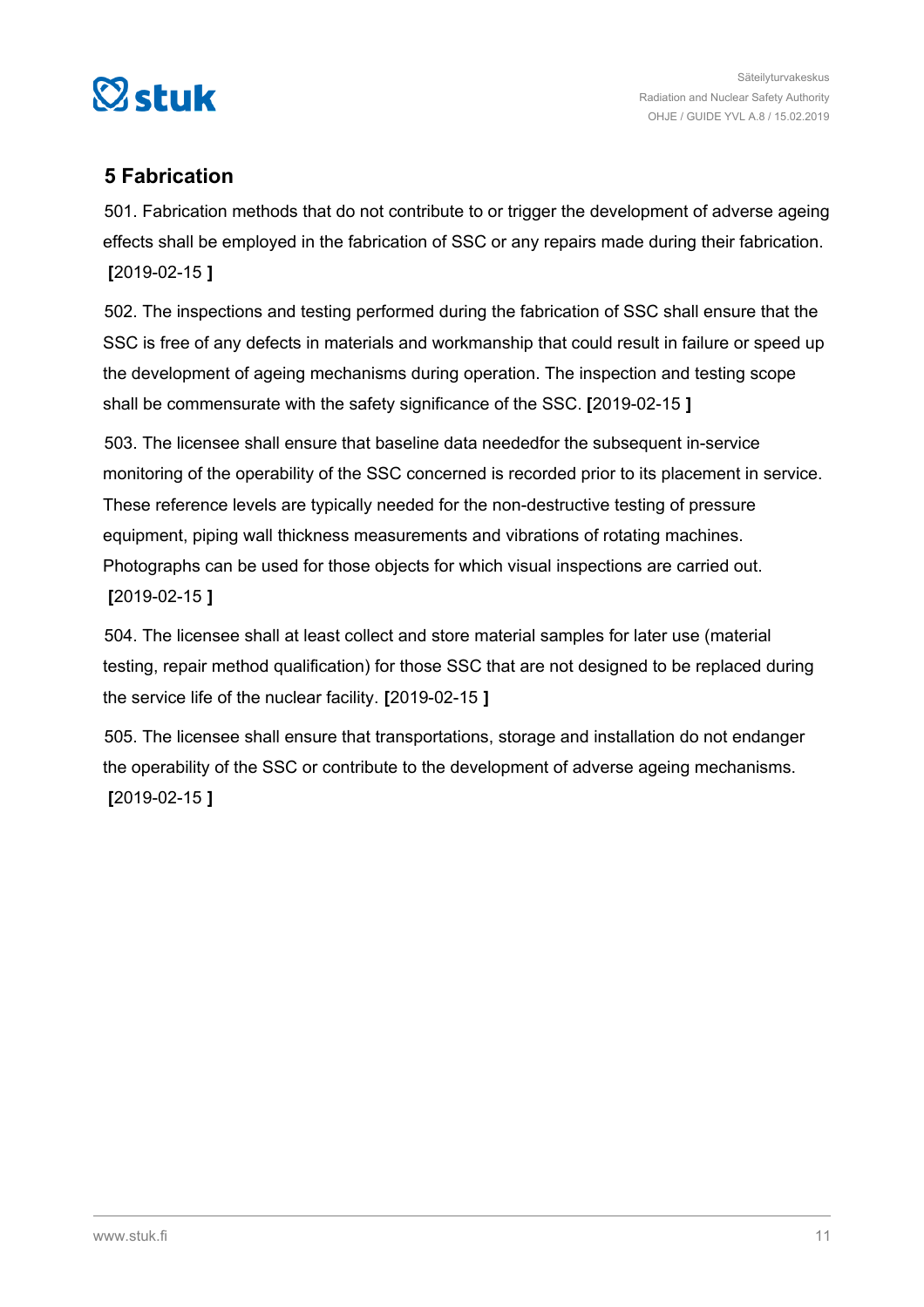## 5 Fabrication

501. Fabrication methods that do not contribute to or trigger the development of adverse ageing effects shall be employed in the fabrication of SSC or any repairs made during their fabrication. **[**2019-02-15 **]**

502. The inspections and testing performed during the fabrication of SSC shall ensure that the SSC is free of any defects in materials and workmanship that could result in failure or speed up the development of ageing mechanisms during operation. The inspection and testing scope shall be commensurate with the safety significance of the SSC. **[**2019-02-15 **]**

503. The licensee shall ensure that baseline data neededfor the subsequent in-service monitoring of the operability of the SSC concerned is recorded prior to its placement in service. These reference levels are typically needed for the non-destructive testing of pressure equipment, piping wall thickness measurements and vibrations of rotating machines. Photographs can be used for those objects for which visual inspections are carried out. **[**2019-02-15 **]**

504. The licensee shall at least collect and store material samples for later use (material testing, repair method qualification) for those SSC that are not designed to be replaced during the service life of the nuclear facility. **[**2019-02-15 **]**

505. The licensee shall ensure that transportations, storage and installation do not endanger the operability of the SSC or contribute to the development of adverse ageing mechanisms. **[**2019-02-15 **]**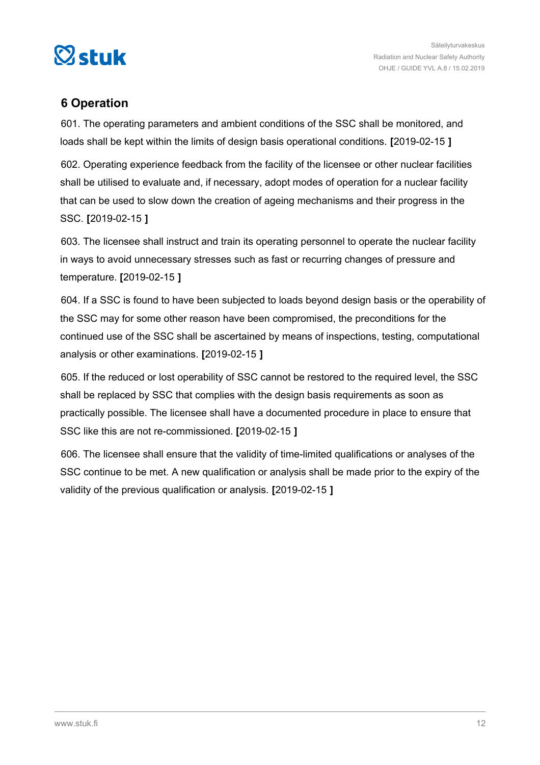## 6 Operation

601. The operating parameters and ambient conditions of the SSC shall be monitored, and loads shall be kept within the limits of design basis operational conditions. **[**2019-02-15 **]**

602. Operating experience feedback from the facility of the licensee or other nuclear facilities shall be utilised to evaluate and, if necessary, adopt modes of operation for a nuclear facility that can be used to slow down the creation of ageing mechanisms and their progress in the SSC. **[**2019-02-15 **]**

603. The licensee shall instruct and train its operating personnel to operate the nuclear facility in ways to avoid unnecessary stresses such as fast or recurring changes of pressure and temperature. **[**2019-02-15 **]**

604. If a SSC is found to have been subjected to loads beyond design basis or the operability of the SSC may for some other reason have been compromised, the preconditions for the continued use of the SSC shall be ascertained by means of inspections, testing, computational analysis or other examinations. **[**2019-02-15 **]**

605. If the reduced or lost operability of SSC cannot be restored to the required level, the SSC shall be replaced by SSC that complies with the design basis requirements as soon as practically possible. The licensee shall have a documented procedure in place to ensure that SSC like this are not re-commissioned. **[**2019-02-15 **]**

606. The licensee shall ensure that the validity of time-limited qualifications or analyses of the SSC continue to be met. A new qualification or analysis shall be made prior to the expiry of the validity of the previous qualification or analysis. **[**2019-02-15 **]**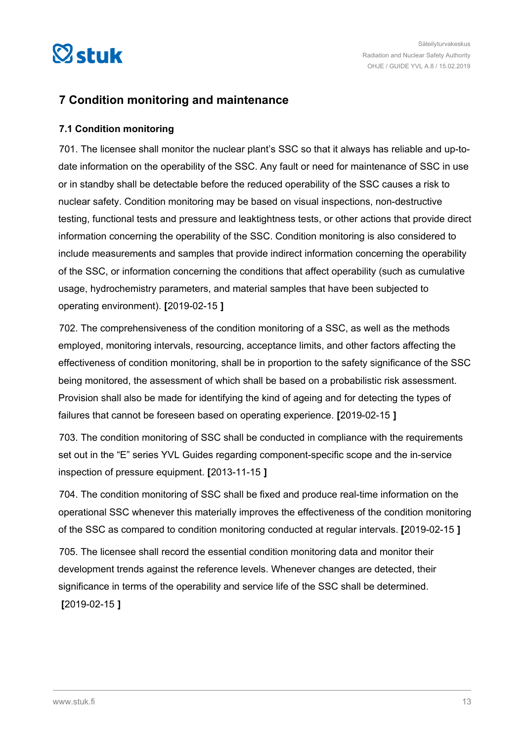## 7 Condition monitoring and maintenance

### 7.1 Condition monitoring

701. The licensee shall monitor the nuclear plant's SSC so that it always has reliable and up-to-date information on the operability of the SSC. Any fault or need for maintenance of SSC in use or in standby shall be detectable before the reduced operability of the SSC causes a risk to nuclear safety. Condition monitoring may be based on visual inspections, non-destructive testing, functional tests and pressure and leaktightness tests, or other actions that provide direct information concerning the operability of the SSC. Condition monitoring is also considered to include measurements and samples that provide indirect information concerning the operability of the SSC, or information concerning the conditions that affect operability (such as cumulative usage, hydrochemistry parameters, and material samples that have been subjected to operating environment). **[**2019-02-15 **]**

702. The comprehensiveness of the condition monitoring of a SSC, as well as the methods employed, monitoring intervals, resourcing, acceptance limits, and other factors affecting the effectiveness of condition monitoring, shall be in proportion to the safety significance of the SSC being monitored, the assessment of which shall be based on a probabilistic risk assessment. Provision shall also be made for identifying the kind of ageing and for detecting the types of failures that cannot be foreseen based on operating experience. **[**2019-02-15 **]**

703. The condition monitoring of SSC shall be conducted in compliance with the requirements set out in the "E" series YVL Guides regarding component-specific scope and the in-service inspection of pressure equipment. **[**2013-11-15 **]**

704. The condition monitoring of SSC shall be fixed and produce real-time information on the operational SSC whenever this materially improves the effectiveness of the condition monitoring of the SSC as compared to condition monitoring conducted at regular intervals. **[**2019-02-15 **]**

705. The licensee shall record the essential condition monitoring data and monitor their development trends against the reference levels. Whenever changes are detected, their significance in terms of the operability and service life of the SSC shall be determined. **[**2019-02-15 **]**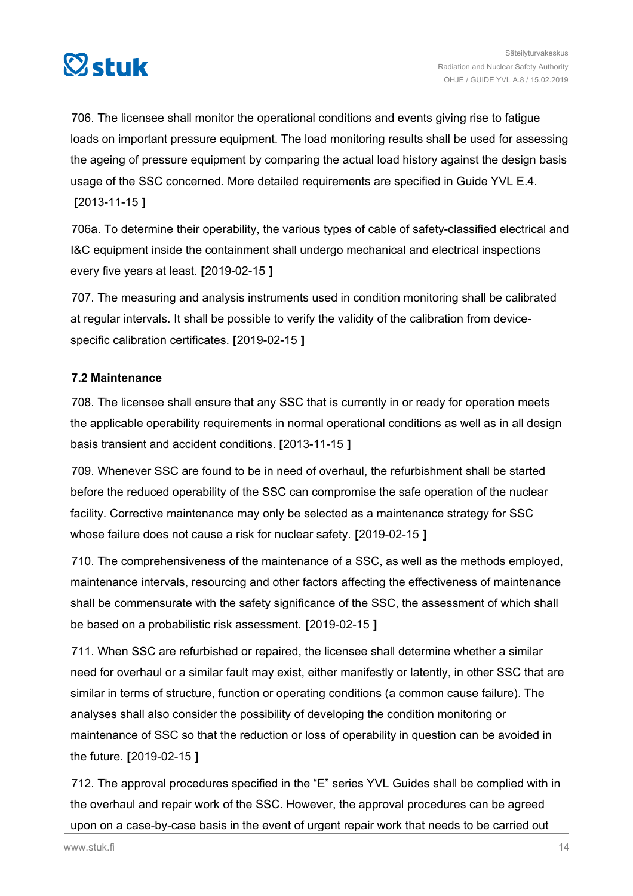706. The licensee shall monitor the operational conditions and events giving rise to fatigue loads on important pressure equipment. The load monitoring results shall be used for assessing the ageing of pressure equipment by comparing the actual load history against the design basis usage of the SSC concerned. More detailed requirements are specified in Guide YVL E.4. **[**2013-11-15 **]**

706a. To determine their operability, the various types of cable of safety-classified electrical and I&C equipment inside the containment shall undergo mechanical and electrical inspections every five years at least. **[**2019-02-15 **]**

707. The measuring and analysis instruments used in condition monitoring shall be calibrated at regular intervals. It shall be possible to verify the validity of the calibration from device-specific calibration certificates. **[**2019-02-15 **]**

### 7.2 Maintenance

708. The licensee shall ensure that any SSC that is currently in or ready for operation meets the applicable operability requirements in normal operational conditions as well as in all design basis transient and accident conditions. **[**2013-11-15 **]**

709. Whenever SSC are found to be in need of overhaul, the refurbishment shall be started before the reduced operability of the SSC can compromise the safe operation of the nuclear facility. Corrective maintenance may only be selected as a maintenance strategy for SSC whose failure does not cause a risk for nuclear safety. **[**2019-02-15 **]**

710. The comprehensiveness of the maintenance of a SSC, as well as the methods employed, maintenance intervals, resourcing and other factors affecting the effectiveness of maintenance shall be commensurate with the safety significance of the SSC, the assessment of which shall be based on a probabilistic risk assessment. **[**2019-02-15 **]**

711. When SSC are refurbished or repaired, the licensee shall determine whether a similar need for overhaul or a similar fault may exist, either manifestly or latently, in other SSC that are similar in terms of structure, function or operating conditions (a common cause failure). The analyses shall also consider the possibility of developing the condition monitoring or maintenance of SSC so that the reduction or loss of operability in question can be avoided in the future. **[**2019-02-15 **]**

712. The approval procedures specified in the "E" series YVL Guides shall be complied with in the overhaul and repair work of the SSC. However, the approval procedures can be agreed upon on a case-by-case basis in the event of urgent repair work that needs to be carried out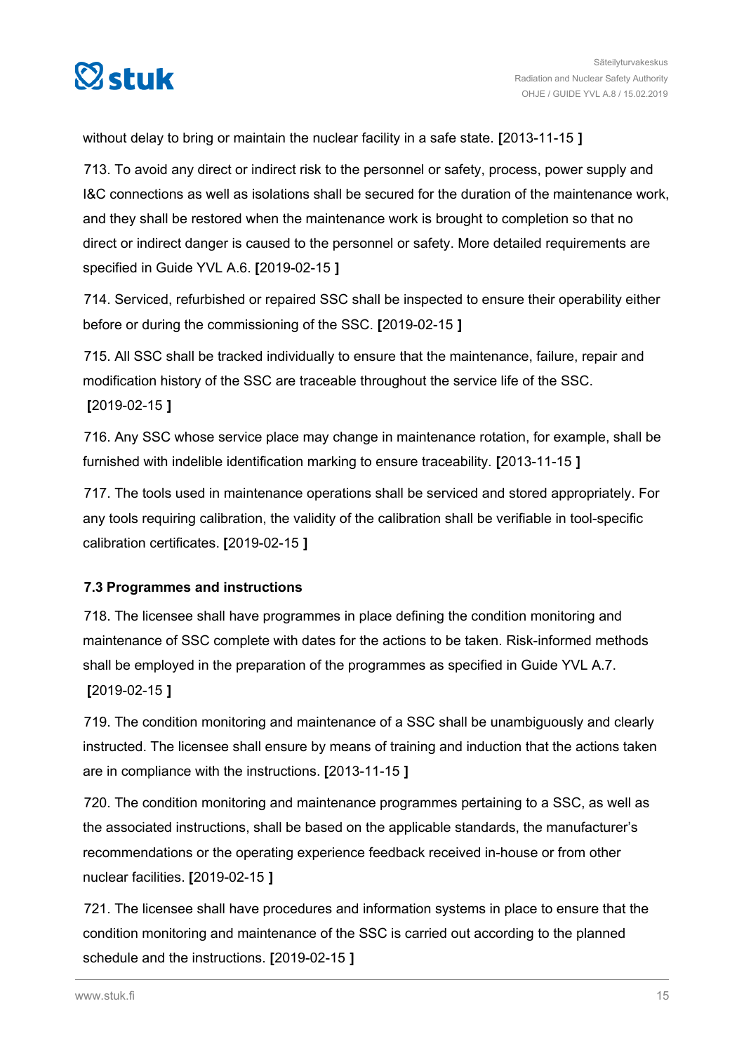without delay to bring or maintain the nuclear facility in a safe state. **[**2013-11-15 **]**

713. To avoid any direct or indirect risk to the personnel or safety, process, power supply and I&C connections as well as isolations shall be secured for the duration of the maintenance work, and they shall be restored when the maintenance work is brought to completion so that no direct or indirect danger is caused to the personnel or safety. More detailed requirements are specified in Guide YVL A.6. **[**2019-02-15 **]**

714. Serviced, refurbished or repaired SSC shall be inspected to ensure their operability either before or during the commissioning of the SSC. **[**2019-02-15 **]**

715. All SSC shall be tracked individually to ensure that the maintenance, failure, repair and modification history of the SSC are traceable throughout the service life of the SSC. **[**2019-02-15 **]**

716. Any SSC whose service place may change in maintenance rotation, for example, shall be furnished with indelible identification marking to ensure traceability. **[**2013-11-15 **]**

717. The tools used in maintenance operations shall be serviced and stored appropriately. For any tools requiring calibration, the validity of the calibration shall be verifiable in tool-specific calibration certificates. **[**2019-02-15 **]**

### 7.3 Programmes and instructions

718. The licensee shall have programmes in place defining the condition monitoring and maintenance of SSC complete with dates for the actions to be taken. Risk-informed methods shall be employed in the preparation of the programmes as specified in Guide YVL A.7. **[**2019-02-15 **]**

719. The condition monitoring and maintenance of a SSC shall be unambiguously and clearly instructed. The licensee shall ensure by means of training and induction that the actions taken are in compliance with the instructions. **[**2013-11-15 **]**

720. The condition monitoring and maintenance programmes pertaining to a SSC, as well as the associated instructions, shall be based on the applicable standards, the manufacturer's recommendations or the operating experience feedback received in-house or from other nuclear facilities. **[**2019-02-15 **]**

721. The licensee shall have procedures and information systems in place to ensure that the condition monitoring and maintenance of the SSC is carried out according to the planned schedule and the instructions. **[**2019-02-15 **]**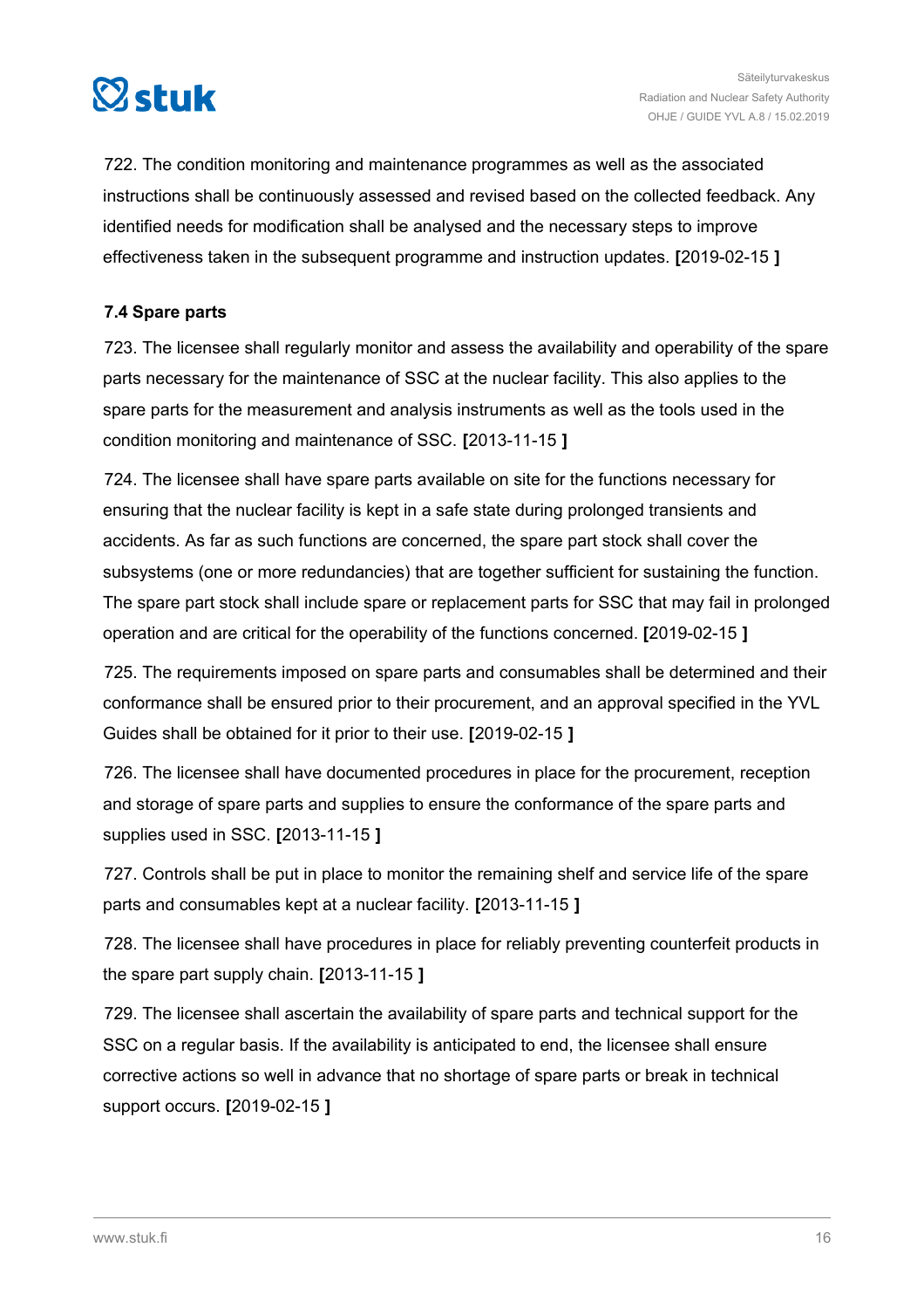722. The condition monitoring and maintenance programmes as well as the associated instructions shall be continuously assessed and revised based on the collected feedback. Any identified needs for modification shall be analysed and the necessary steps to improve effectiveness taken in the subsequent programme and instruction updates. **[**2019-02-15 **]**

### 7.4 Spare parts

723. The licensee shall regularly monitor and assess the availability and operability of the spare parts necessary for the maintenance of SSC at the nuclear facility. This also applies to the spare parts for the measurement and analysis instruments as well as the tools used in the condition monitoring and maintenance of SSC. **[**2013-11-15 **]**

724. The licensee shall have spare parts available on site for the functions necessary for ensuring that the nuclear facility is kept in a safe state during prolonged transients and accidents. As far as such functions are concerned, the spare part stock shall cover the subsystems (one or more redundancies) that are together sufficient for sustaining the function. The spare part stock shall include spare or replacement parts for SSC that may fail in prolonged operation and are critical for the operability of the functions concerned. **[**2019-02-15 **]**

725. The requirements imposed on spare parts and consumables shall be determined and their conformance shall be ensured prior to their procurement, and an approval specified in the YVL Guides shall be obtained for it prior to their use. **[**2019-02-15 **]**

726. The licensee shall have documented procedures in place for the procurement, reception and storage of spare parts and supplies to ensure the conformance of the spare parts and supplies used in SSC. **[**2013-11-15 **]**

727. Controls shall be put in place to monitor the remaining shelf and service life of the spare parts and consumables kept at a nuclear facility. **[**2013-11-15 **]**

728. The licensee shall have procedures in place for reliably preventing counterfeit products in the spare part supply chain. **[**2013-11-15 **]**

729. The licensee shall ascertain the availability of spare parts and technical support for the SSC on a regular basis. If the availability is anticipated to end, the licensee shall ensure corrective actions so well in advance that no shortage of spare parts or break in technical support occurs. **[**2019-02-15 **]**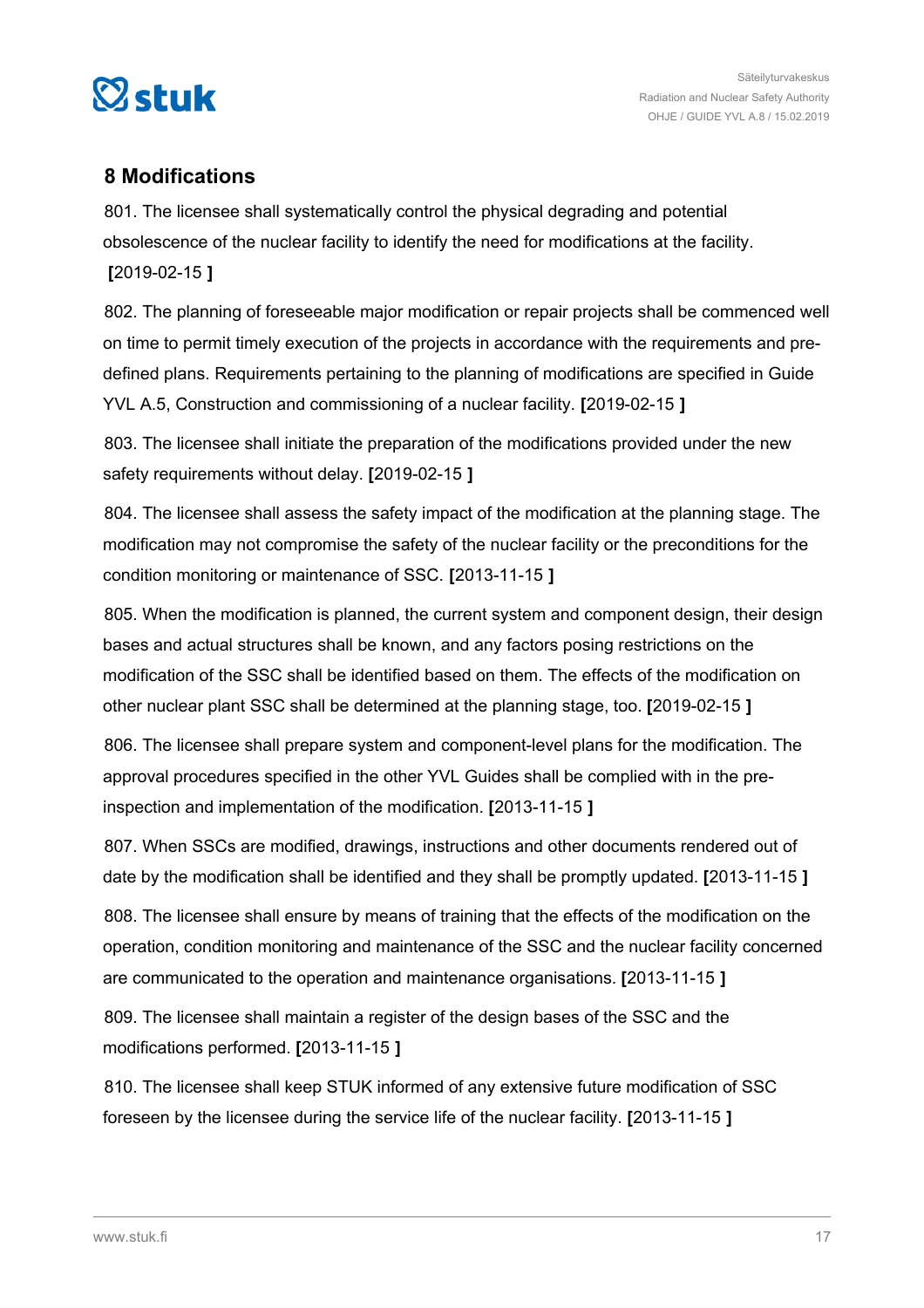## 8 Modifications

801. The licensee shall systematically control the physical degrading and potential obsolescence of the nuclear facility to identify the need for modifications at the facility. **[**2019-02-15 **]**

802. The planning of foreseeable major modification or repair projects shall be commenced well on time to permit timely execution of the projects in accordance with the requirements and pre-defined plans. Requirements pertaining to the planning of modifications are specified in Guide YVL A.5, Construction and commissioning of a nuclear facility. **[**2019-02-15 **]**

803. The licensee shall initiate the preparation of the modifications provided under the new safety requirements without delay. **[**2019-02-15 **]**

804. The licensee shall assess the safety impact of the modification at the planning stage. The modification may not compromise the safety of the nuclear facility or the preconditions for the condition monitoring or maintenance of SSC. **[**2013-11-15 **]**

805. When the modification is planned, the current system and component design, their design bases and actual structures shall be known, and any factors posing restrictions on the modification of the SSC shall be identified based on them. The effects of the modification on other nuclear plant SSC shall be determined at the planning stage, too. **[**2019-02-15 **]**

806. The licensee shall prepare system and component-level plans for the modification. The approval procedures specified in the other YVL Guides shall be complied with in the pre-inspection and implementation of the modification. **[**2013-11-15 **]**

807. When SSCs are modified, drawings, instructions and other documents rendered out of date by the modification shall be identified and they shall be promptly updated. **[**2013-11-15 **]**

808. The licensee shall ensure by means of training that the effects of the modification on the operation, condition monitoring and maintenance of the SSC and the nuclear facility concerned are communicated to the operation and maintenance organisations. **[**2013-11-15 **]**

809. The licensee shall maintain a register of the design bases of the SSC and the modifications performed. **[**2013-11-15 **]**

810. The licensee shall keep STUK informed of any extensive future modification of SSC foreseen by the licensee during the service life of the nuclear facility. **[**2013-11-15 **]**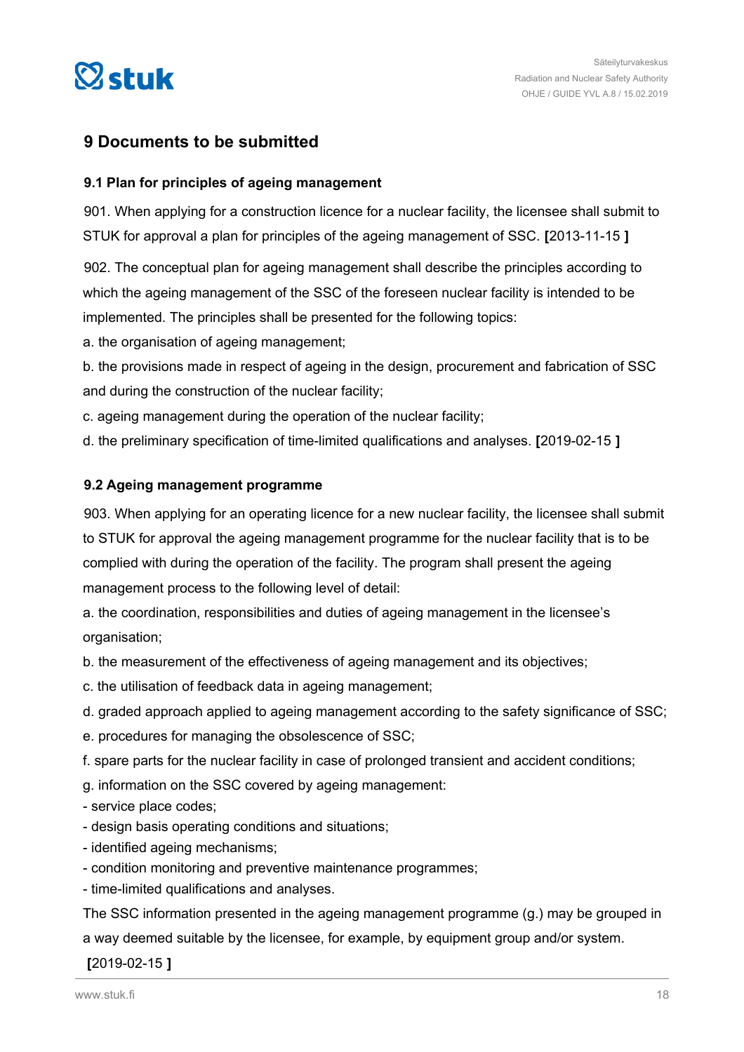## 9 Documents to be submitted

### 9.1 Plan for principles of ageing management

901. When applying for a construction licence for a nuclear facility, the licensee shall submit to STUK for approval a plan for principles of the ageing management of SSC. **[**2013-11-15 **]**

902. The conceptual plan for ageing management shall describe the principles according to which the ageing management of the SSC of the foreseen nuclear facility is intended to be implemented. The principles shall be presented for the following topics:

a. the organisation of ageing management;

b. the provisions made in respect of ageing in the design, procurement and fabrication of SSC and during the construction of the nuclear facility;

c. ageing management during the operation of the nuclear facility;

d. the preliminary specification of time-limited qualifications and analyses. **[**2019-02-15 **]**

### 9.2 Ageing management programme

903. When applying for an operating licence for a new nuclear facility, the licensee shall submit to STUK for approval the ageing management programme for the nuclear facility that is to be complied with during the operation of the facility. The program shall present the ageing management process to the following level of detail:

a. the coordination, responsibilities and duties of ageing management in the licensee's organisation;

b. the measurement of the effectiveness of ageing management and its objectives;

c. the utilisation of feedback data in ageing management;

d. graded approach applied to ageing management according to the safety significance of SSC;

e. procedures for managing the obsolescence of SSC;

f. spare parts for the nuclear facility in case of prolonged transient and accident conditions;

g. information on the SSC covered by ageing management:

- service place codes;
- design basis operating conditions and situations;
- identified ageing mechanisms;
- condition monitoring and preventive maintenance programmes;
- time-limited qualifications and analyses.

The SSC information presented in the ageing management programme (g.) may be grouped in a way deemed suitable by the licensee, for example, by equipment group and/or system.

**[**2019-02-15 **]**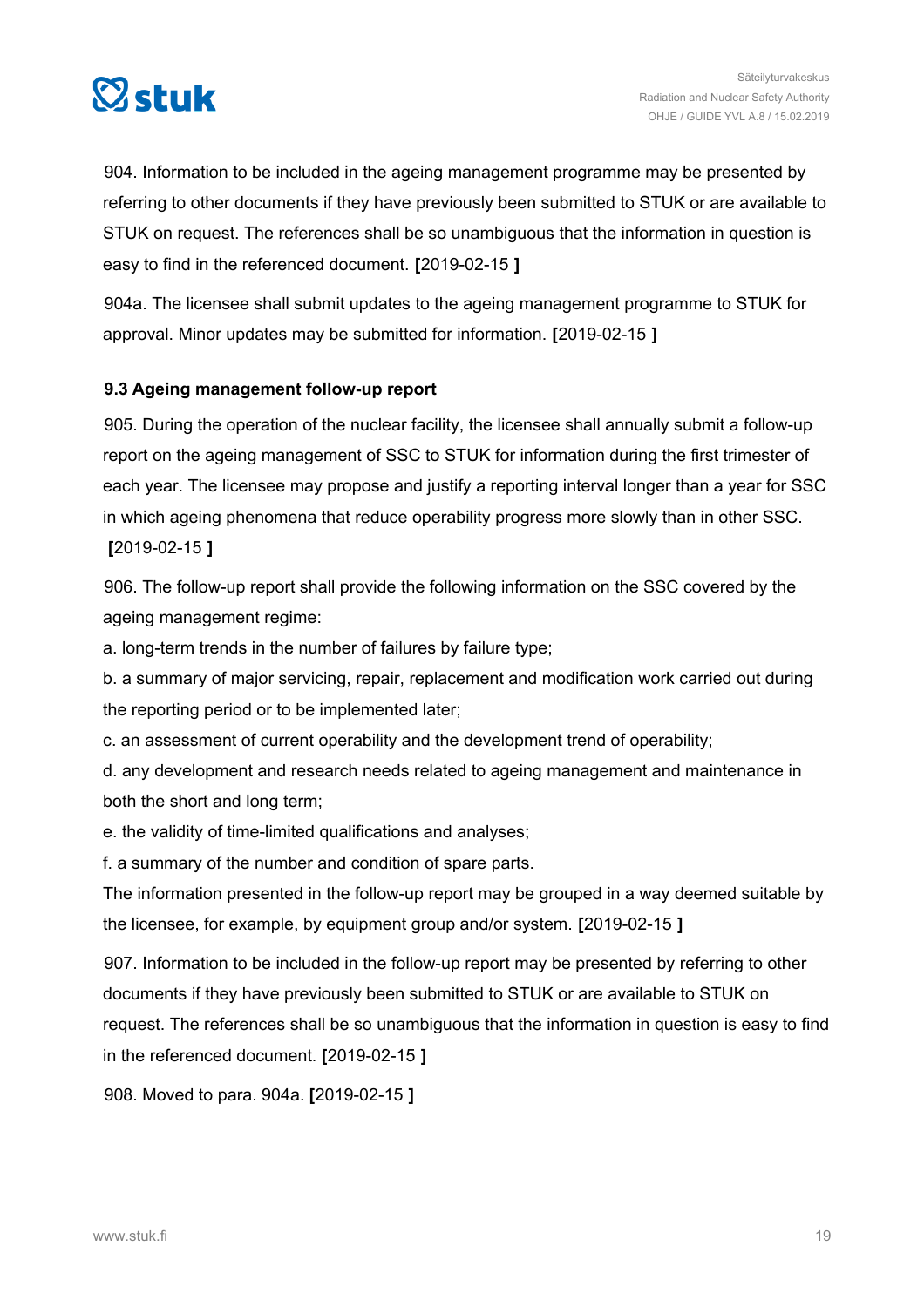904. Information to be included in the ageing management programme may be presented by referring to other documents if they have previously been submitted to STUK or are available to STUK on request. The references shall be so unambiguous that the information in question is easy to find in the referenced document. **[**2019-02-15 **]**

904a. The licensee shall submit updates to the ageing management programme to STUK for approval. Minor updates may be submitted for information. **[**2019-02-15 **]**

### 9.3 Ageing management follow-up report

905. During the operation of the nuclear facility, the licensee shall annually submit a follow-up report on the ageing management of SSC to STUK for information during the first trimester of each year. The licensee may propose and justify a reporting interval longer than a year for SSC in which ageing phenomena that reduce operability progress more slowly than in other SSC. **[**2019-02-15 **]**

906. The follow-up report shall provide the following information on the SSC covered by the ageing management regime:

a. long-term trends in the number of failures by failure type;

b. a summary of major servicing, repair, replacement and modification work carried out during the reporting period or to be implemented later;

c. an assessment of current operability and the development trend of operability;

d. any development and research needs related to ageing management and maintenance in both the short and long term;

e. the validity of time-limited qualifications and analyses;

f. a summary of the number and condition of spare parts.

The information presented in the follow-up report may be grouped in a way deemed suitable by the licensee, for example, by equipment group and/or system. **[**2019-02-15 **]**

907. Information to be included in the follow-up report may be presented by referring to other documents if they have previously been submitted to STUK or are available to STUK on request. The references shall be so unambiguous that the information in question is easy to find in the referenced document. **[**2019-02-15 **]**

908. Moved to para. 904a. **[**2019-02-15 **]**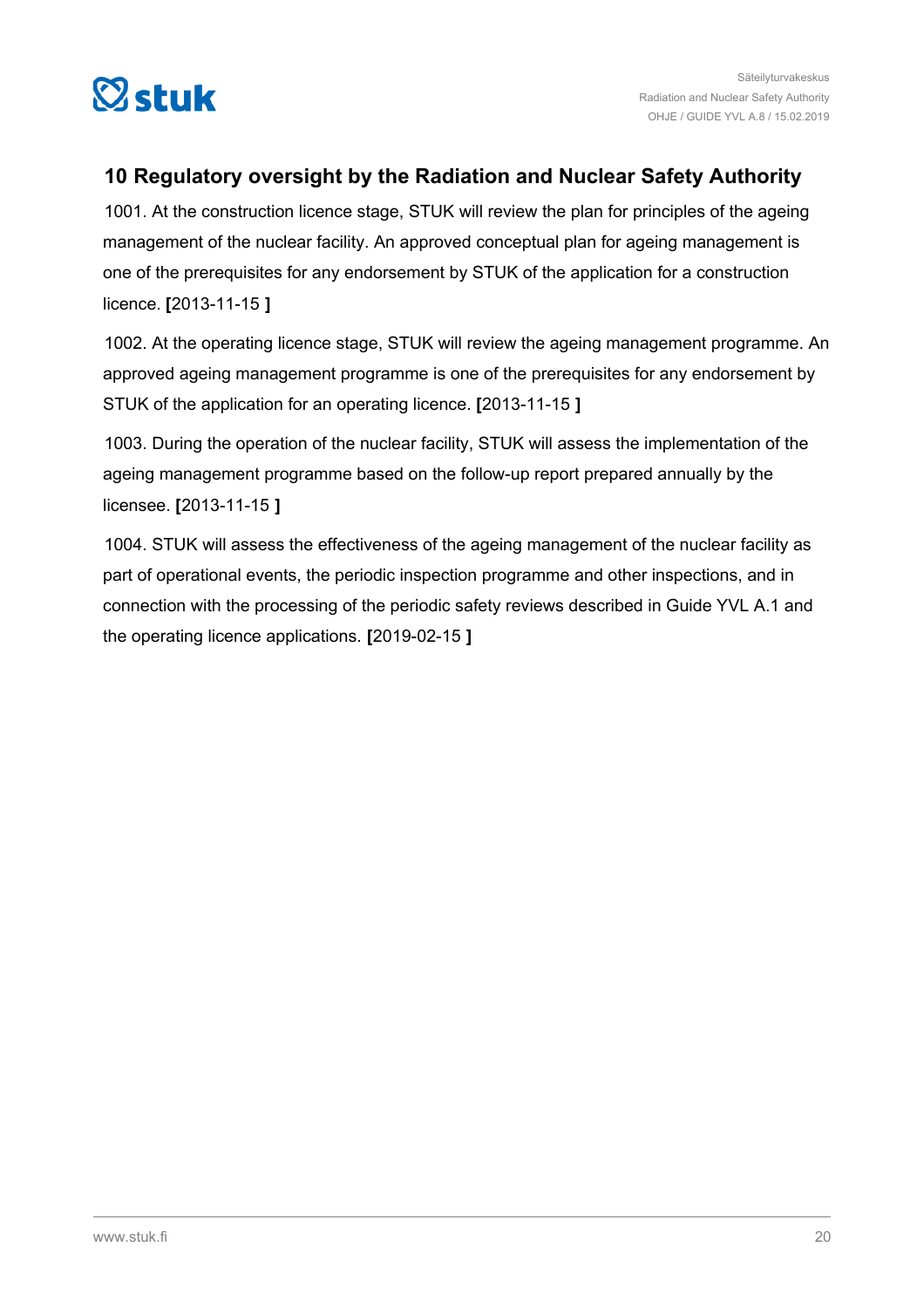## 10 Regulatory oversight by the Radiation and Nuclear Safety Authority

1001. At the construction licence stage, STUK will review the plan for principles of the ageing management of the nuclear facility. An approved conceptual plan for ageing management is one of the prerequisites for any endorsement by STUK of the application for a construction licence. **[**2013-11-15 **]**

1002. At the operating licence stage, STUK will review the ageing management programme. An approved ageing management programme is one of the prerequisites for any endorsement by STUK of the application for an operating licence. **[**2013-11-15 **]**

1003. During the operation of the nuclear facility, STUK will assess the implementation of the ageing management programme based on the follow-up report prepared annually by the licensee. **[**2013-11-15 **]**

1004. STUK will assess the effectiveness of the ageing management of the nuclear facility as part of operational events, the periodic inspection programme and other inspections, and in connection with the processing of the periodic safety reviews described in Guide YVL A.1 and the operating licence applications. **[**2019-02-15 **]**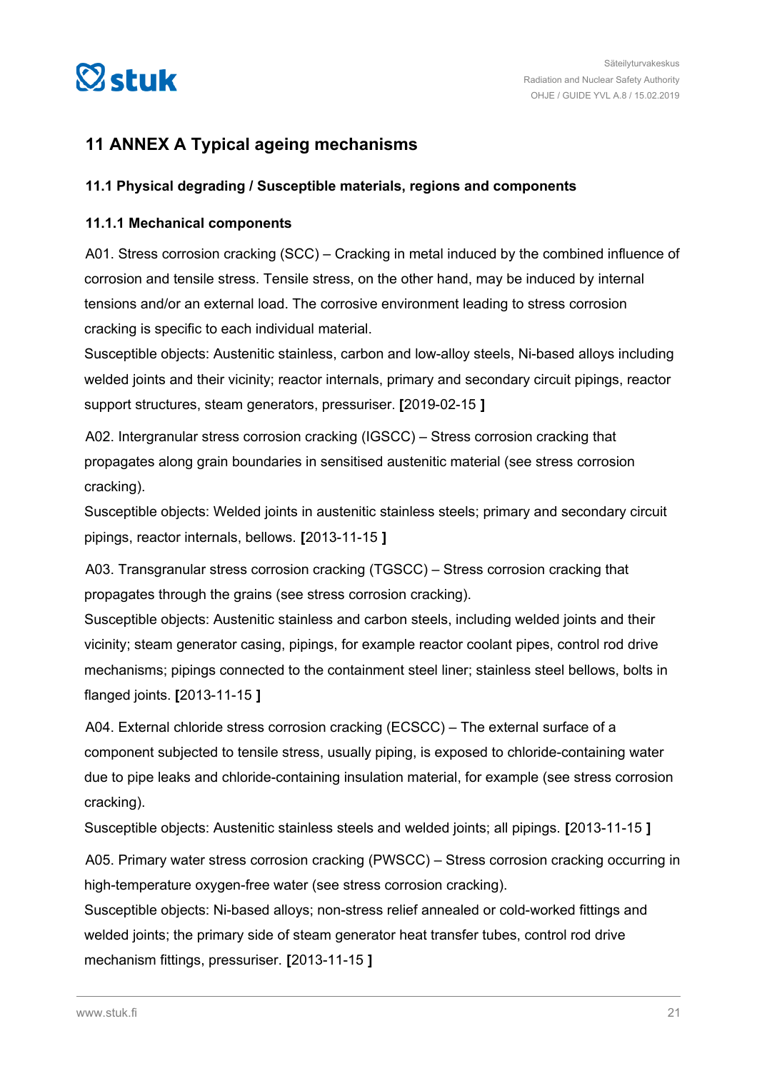# 11 ANNEX A Typical ageing mechanisms

## 11.1 Physical degrading / Susceptible materials, regions and components

### 11.1.1 Mechanical components

A01. Stress corrosion cracking (SCC) – Cracking in metal induced by the combined influence of corrosion and tensile stress. Tensile stress, on the other hand, may be induced by internal tensions and/or an external load. The corrosive environment leading to stress corrosion cracking is specific to each individual material.
Susceptible objects: Austenitic stainless, carbon and low-alloy steels, Ni-based alloys including welded joints and their vicinity; reactor internals, primary and secondary circuit pipings, reactor support structures, steam generators, pressuriser. **[**2019-02-15 **]**

A02. Intergranular stress corrosion cracking (IGSCC) – Stress corrosion cracking that propagates along grain boundaries in sensitised austenitic material (see stress corrosion cracking).
Susceptible objects: Welded joints in austenitic stainless steels; primary and secondary circuit pipings, reactor internals, bellows. **[**2013-11-15 **]**

A03. Transgranular stress corrosion cracking (TGSCC) – Stress corrosion cracking that propagates through the grains (see stress corrosion cracking).
Susceptible objects: Austenitic stainless and carbon steels, including welded joints and their vicinity; steam generator casing, pipings, for example reactor coolant pipes, control rod drive mechanisms; pipings connected to the containment steel liner; stainless steel bellows, bolts in flanged joints. **[**2013-11-15 **]**

A04. External chloride stress corrosion cracking (ECSCC) – The external surface of a component subjected to tensile stress, usually piping, is exposed to chloride-containing water due to pipe leaks and chloride-containing insulation material, for example (see stress corrosion cracking).
Susceptible objects: Austenitic stainless steels and welded joints; all pipings. **[**2013-11-15 **]**

A05. Primary water stress corrosion cracking (PWSCC) – Stress corrosion cracking occurring in high-temperature oxygen-free water (see stress corrosion cracking).
Susceptible objects: Ni-based alloys; non-stress relief annealed or cold-worked fittings and welded joints; the primary side of steam generator heat transfer tubes, control rod drive mechanism fittings, pressuriser. **[**2013-11-15 **]**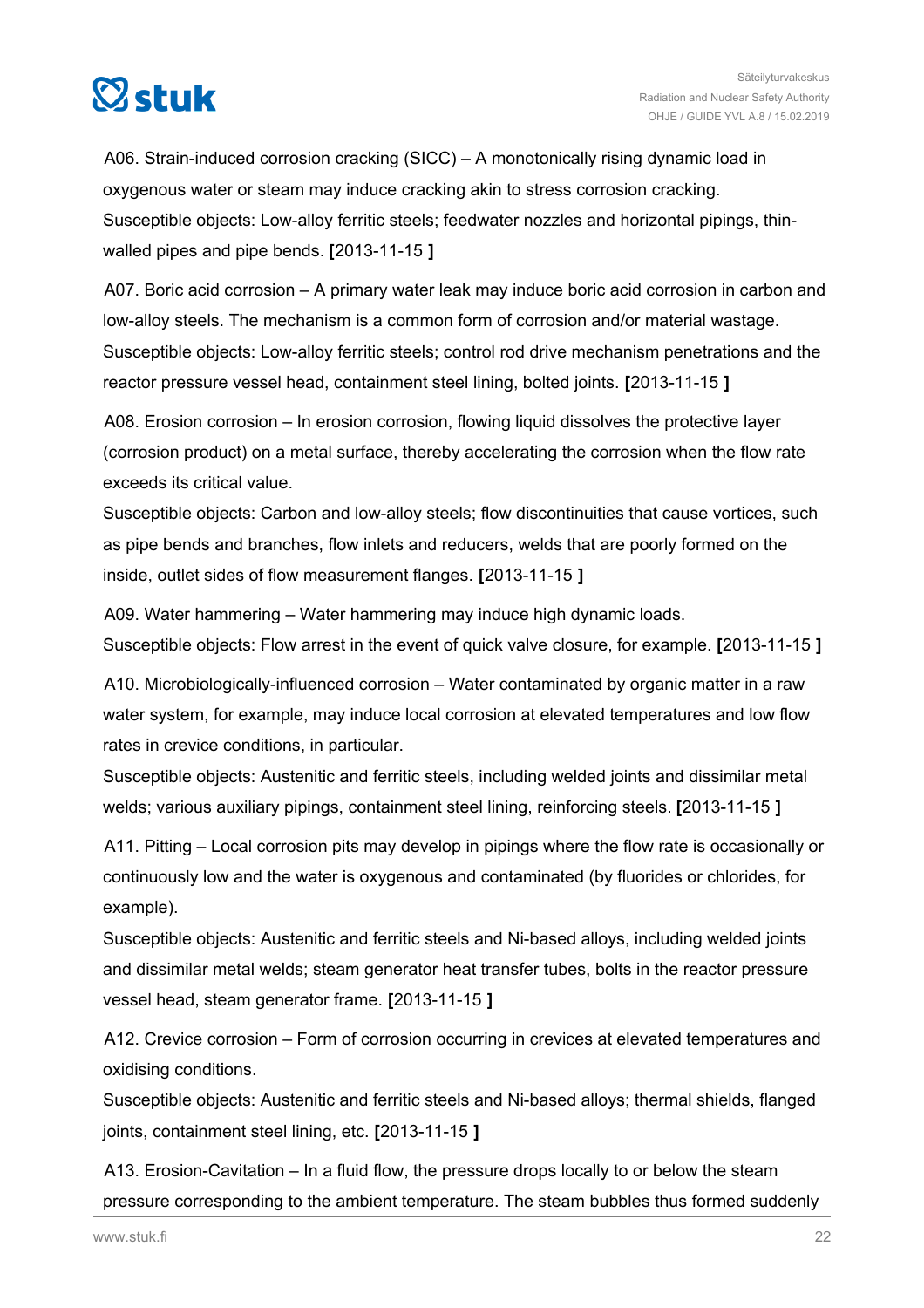A06. Strain-induced corrosion cracking (SICC) – A monotonically rising dynamic load in oxygenous water or steam may induce cracking akin to stress corrosion cracking.
Susceptible objects: Low-alloy ferritic steels; feedwater nozzles and horizontal pipings, thin-walled pipes and pipe bends. **[**2013-11-15 **]**

A07. Boric acid corrosion – A primary water leak may induce boric acid corrosion in carbon and low-alloy steels. The mechanism is a common form of corrosion and/or material wastage.
Susceptible objects: Low-alloy ferritic steels; control rod drive mechanism penetrations and the reactor pressure vessel head, containment steel lining, bolted joints. **[**2013-11-15 **]**

A08. Erosion corrosion – In erosion corrosion, flowing liquid dissolves the protective layer (corrosion product) on a metal surface, thereby accelerating the corrosion when the flow rate exceeds its critical value.
Susceptible objects: Carbon and low-alloy steels; flow discontinuities that cause vortices, such as pipe bends and branches, flow inlets and reducers, welds that are poorly formed on the inside, outlet sides of flow measurement flanges. **[**2013-11-15 **]**

A09. Water hammering – Water hammering may induce high dynamic loads.
Susceptible objects: Flow arrest in the event of quick valve closure, for example. **[**2013-11-15 **]**

A10. Microbiologically-influenced corrosion – Water contaminated by organic matter in a raw water system, for example, may induce local corrosion at elevated temperatures and low flow rates in crevice conditions, in particular.
Susceptible objects: Austenitic and ferritic steels, including welded joints and dissimilar metal welds; various auxiliary pipings, containment steel lining, reinforcing steels. **[**2013-11-15 **]**

A11. Pitting – Local corrosion pits may develop in pipings where the flow rate is occasionally or continuously low and the water is oxygenous and contaminated (by fluorides or chlorides, for example).
Susceptible objects: Austenitic and ferritic steels and Ni-based alloys, including welded joints and dissimilar metal welds; steam generator heat transfer tubes, bolts in the reactor pressure vessel head, steam generator frame. **[**2013-11-15 **]**

A12. Crevice corrosion – Form of corrosion occurring in crevices at elevated temperatures and oxidising conditions.
Susceptible objects: Austenitic and ferritic steels and Ni-based alloys; thermal shields, flanged joints, containment steel lining, etc. **[**2013-11-15 **]**

A13. Erosion-Cavitation – In a fluid flow, the pressure drops locally to or below the steam pressure corresponding to the ambient temperature. The steam bubbles thus formed suddenly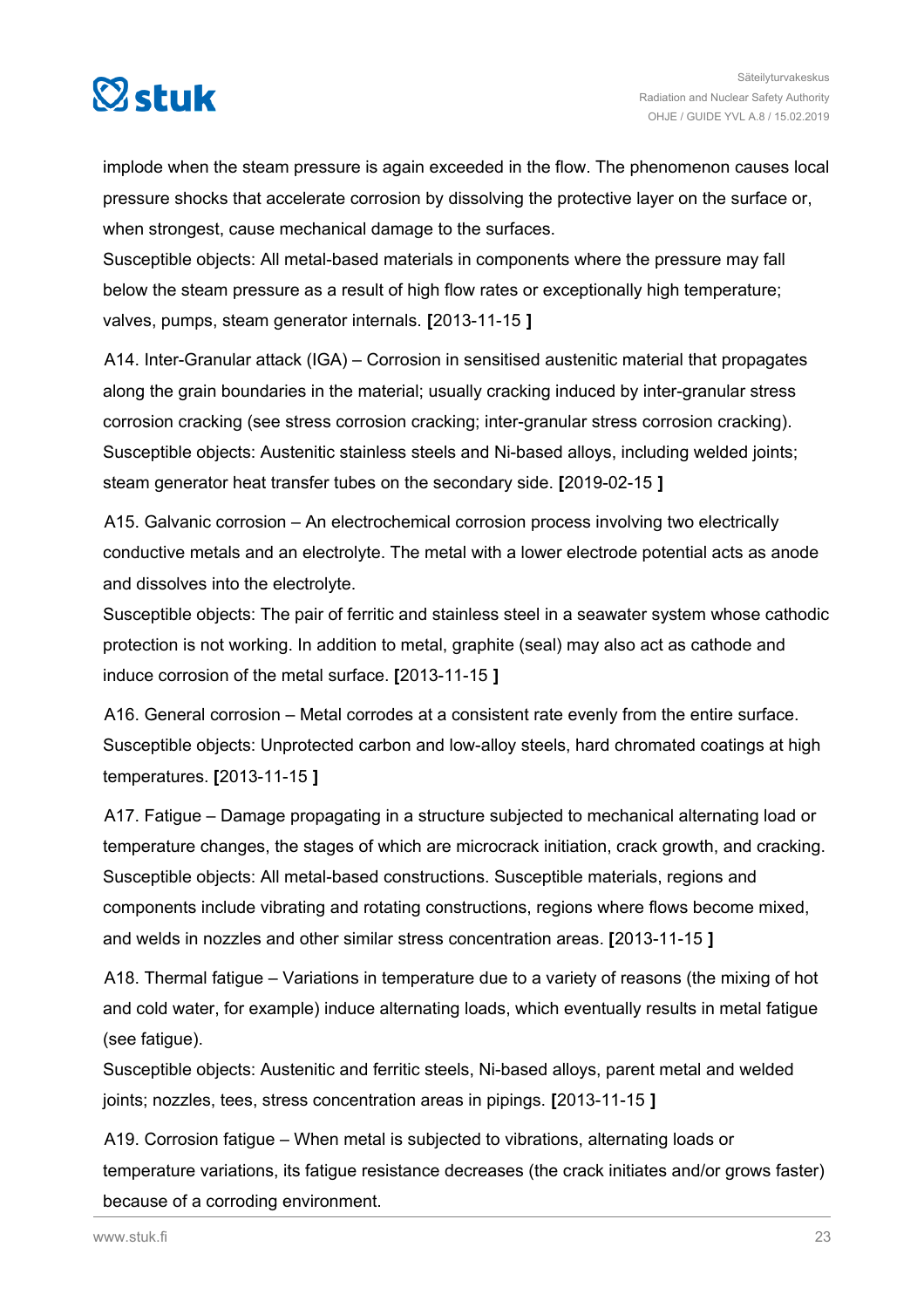implode when the steam pressure is again exceeded in the flow. The phenomenon causes local pressure shocks that accelerate corrosion by dissolving the protective layer on the surface or, when strongest, cause mechanical damage to the surfaces.
Susceptible objects: All metal-based materials in components where the pressure may fall below the steam pressure as a result of high flow rates or exceptionally high temperature; valves, pumps, steam generator internals. **[**2013-11-15 **]**

A14. Inter-Granular attack (IGA) – Corrosion in sensitised austenitic material that propagates along the grain boundaries in the material; usually cracking induced by inter-granular stress corrosion cracking (see stress corrosion cracking; inter-granular stress corrosion cracking).
Susceptible objects: Austenitic stainless steels and Ni-based alloys, including welded joints; steam generator heat transfer tubes on the secondary side. **[**2019-02-15 **]**

A15. Galvanic corrosion – An electrochemical corrosion process involving two electrically conductive metals and an electrolyte. The metal with a lower electrode potential acts as anode and dissolves into the electrolyte.
Susceptible objects: The pair of ferritic and stainless steel in a seawater system whose cathodic protection is not working. In addition to metal, graphite (seal) may also act as cathode and induce corrosion of the metal surface. **[**2013-11-15 **]**

A16. General corrosion – Metal corrodes at a consistent rate evenly from the entire surface.
Susceptible objects: Unprotected carbon and low-alloy steels, hard chromated coatings at high temperatures. **[**2013-11-15 **]**

A17. Fatigue – Damage propagating in a structure subjected to mechanical alternating load or temperature changes, the stages of which are microcrack initiation, crack growth, and cracking.
Susceptible objects: All metal-based constructions. Susceptible materials, regions and components include vibrating and rotating constructions, regions where flows become mixed, and welds in nozzles and other similar stress concentration areas. **[**2013-11-15 **]**

A18. Thermal fatigue – Variations in temperature due to a variety of reasons (the mixing of hot and cold water, for example) induce alternating loads, which eventually results in metal fatigue (see fatigue).
Susceptible objects: Austenitic and ferritic steels, Ni-based alloys, parent metal and welded joints; nozzles, tees, stress concentration areas in pipings. **[**2013-11-15 **]**

A19. Corrosion fatigue – When metal is subjected to vibrations, alternating loads or temperature variations, its fatigue resistance decreases (the crack initiates and/or grows faster) because of a corroding environment.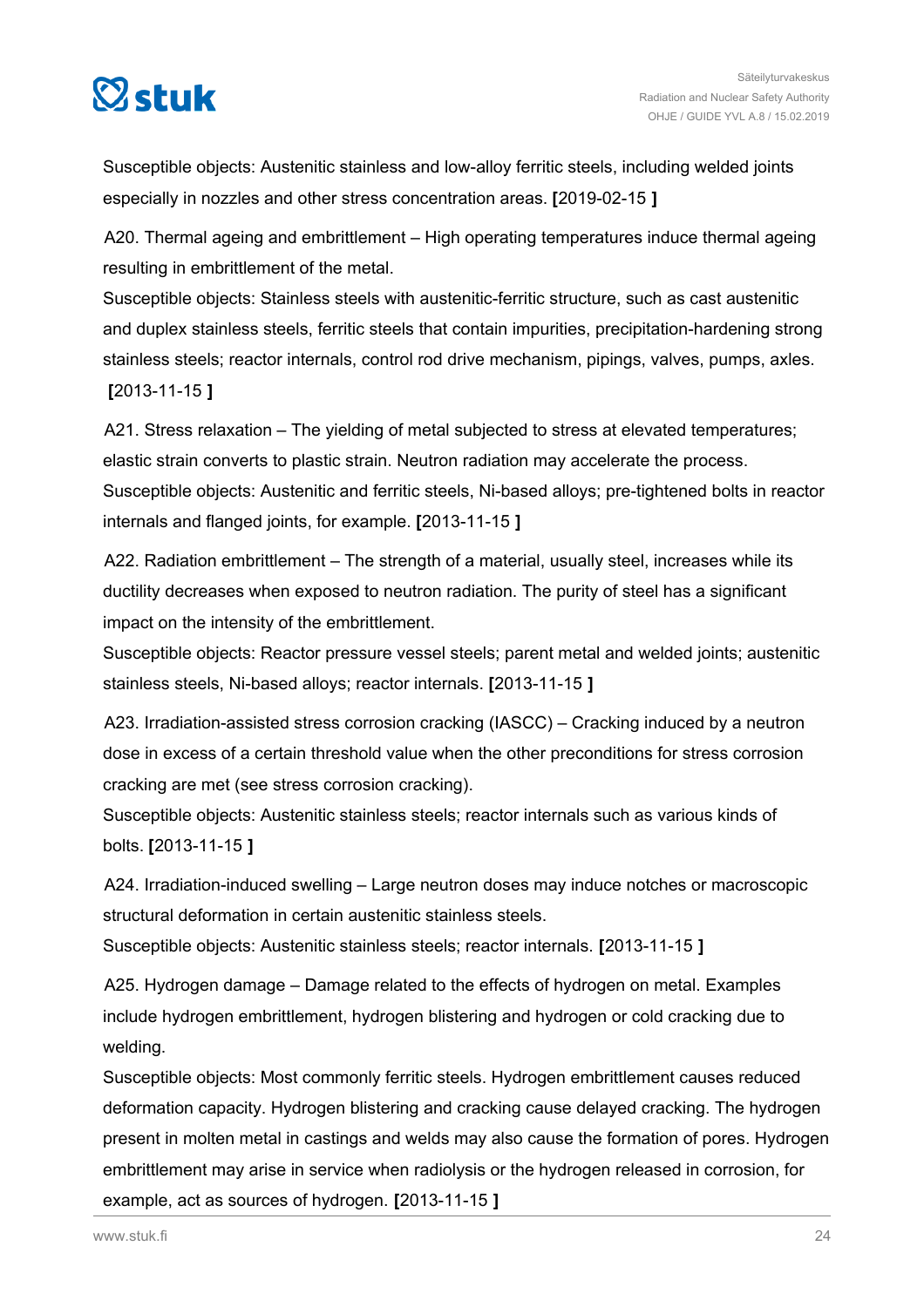Susceptible objects: Austenitic stainless and low-alloy ferritic steels, including welded joints especially in nozzles and other stress concentration areas. [2019-02-15 ]

A20. Thermal ageing and embrittlement – High operating temperatures induce thermal ageing resulting in embrittlement of the metal.
Susceptible objects: Stainless steels with austenitic-ferritic structure, such as cast austenitic and duplex stainless steels, ferritic steels that contain impurities, precipitation-hardening strong stainless steels; reactor internals, control rod drive mechanism, pipings, valves, pumps, axles. [2013-11-15 ]

A21. Stress relaxation – The yielding of metal subjected to stress at elevated temperatures; elastic strain converts to plastic strain. Neutron radiation may accelerate the process.
Susceptible objects: Austenitic and ferritic steels, Ni-based alloys; pre-tightened bolts in reactor internals and flanged joints, for example. [2013-11-15 ]

A22. Radiation embrittlement – The strength of a material, usually steel, increases while its ductility decreases when exposed to neutron radiation. The purity of steel has a significant impact on the intensity of the embrittlement.
Susceptible objects: Reactor pressure vessel steels; parent metal and welded joints; austenitic stainless steels, Ni-based alloys; reactor internals. [2013-11-15 ]

A23. Irradiation-assisted stress corrosion cracking (IASCC) – Cracking induced by a neutron dose in excess of a certain threshold value when the other preconditions for stress corrosion cracking are met (see stress corrosion cracking).
Susceptible objects: Austenitic stainless steels; reactor internals such as various kinds of bolts. [2013-11-15 ]

A24. Irradiation-induced swelling – Large neutron doses may induce notches or macroscopic structural deformation in certain austenitic stainless steels.
Susceptible objects: Austenitic stainless steels; reactor internals. [2013-11-15 ]

A25. Hydrogen damage – Damage related to the effects of hydrogen on metal. Examples include hydrogen embrittlement, hydrogen blistering and hydrogen or cold cracking due to welding.
Susceptible objects: Most commonly ferritic steels. Hydrogen embrittlement causes reduced deformation capacity. Hydrogen blistering and cracking cause delayed cracking. The hydrogen present in molten metal in castings and welds may also cause the formation of pores. Hydrogen embrittlement may arise in service when radiolysis or the hydrogen released in corrosion, for example, act as sources of hydrogen. [2013-11-15 ]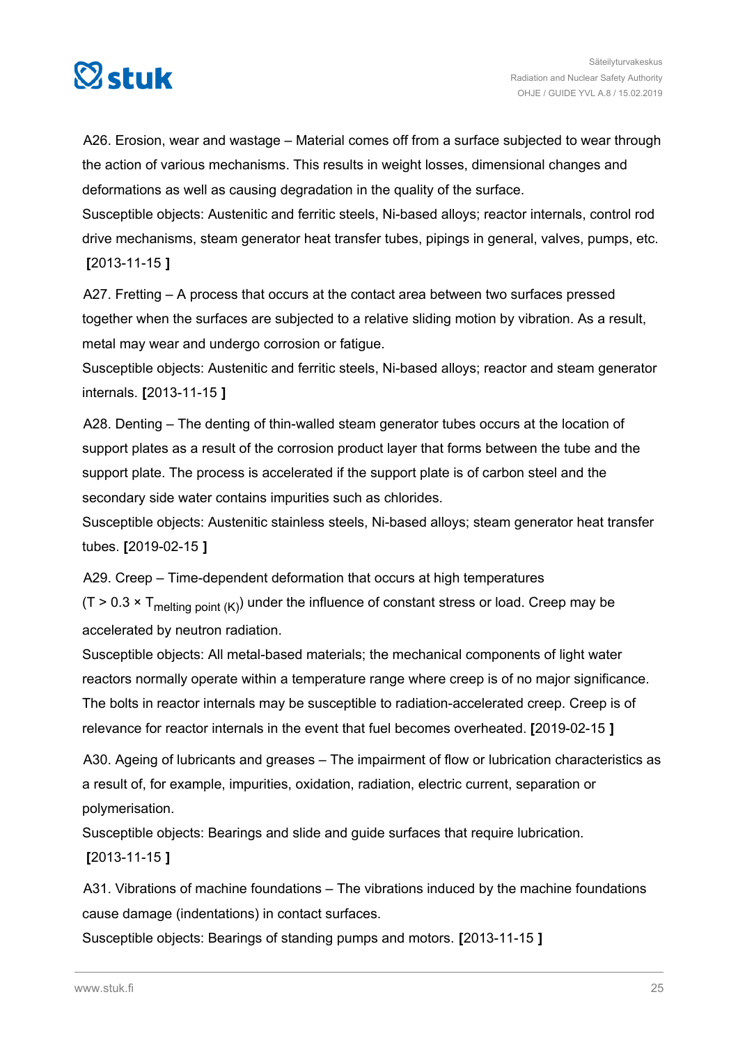A26. Erosion, wear and wastage – Material comes off from a surface subjected to wear through the action of various mechanisms. This results in weight losses, dimensional changes and deformations as well as causing degradation in the quality of the surface.
Susceptible objects: Austenitic and ferritic steels, Ni-based alloys; reactor internals, control rod drive mechanisms, steam generator heat transfer tubes, pipings in general, valves, pumps, etc. **[**2013-11-15 **]**

A27. Fretting – A process that occurs at the contact area between two surfaces pressed together when the surfaces are subjected to a relative sliding motion by vibration. As a result, metal may wear and undergo corrosion or fatigue.
Susceptible objects: Austenitic and ferritic steels, Ni-based alloys; reactor and steam generator internals. **[**2013-11-15 **]**

A28. Denting – The denting of thin-walled steam generator tubes occurs at the location of support plates as a result of the corrosion product layer that forms between the tube and the support plate. The process is accelerated if the support plate is of carbon steel and the secondary side water contains impurities such as chlorides.
Susceptible objects: Austenitic stainless steels, Ni-based alloys; steam generator heat transfer tubes. **[**2019-02-15 **]**

A29. Creep – Time-dependent deformation that occurs at high temperatures ($T > 0.3 \times T_{\text{melting point (K)}}$) under the influence of constant stress or load. Creep may be accelerated by neutron radiation.
Susceptible objects: All metal-based materials; the mechanical components of light water reactors normally operate within a temperature range where creep is of no major significance. The bolts in reactor internals may be susceptible to radiation-accelerated creep. Creep is of relevance for reactor internals in the event that fuel becomes overheated. **[**2019-02-15 **]**

A30. Ageing of lubricants and greases – The impairment of flow or lubrication characteristics as a result of, for example, impurities, oxidation, radiation, electric current, separation or polymerisation.
Susceptible objects: Bearings and slide and guide surfaces that require lubrication. **[**2013-11-15 **]**

A31. Vibrations of machine foundations – The vibrations induced by the machine foundations cause damage (indentations) in contact surfaces.
Susceptible objects: Bearings of standing pumps and motors. **[**2013-11-15 **]**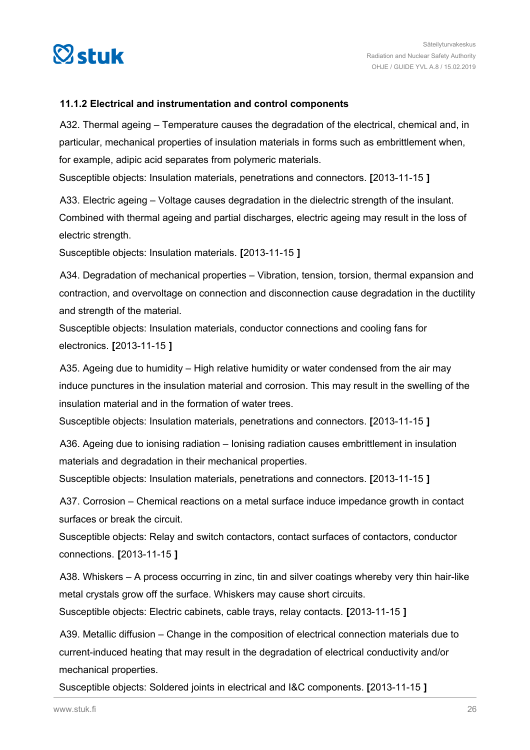#### 11.1.2 Electrical and instrumentation and control components

A32. Thermal ageing – Temperature causes the degradation of the electrical, chemical and, in particular, mechanical properties of insulation materials in forms such as embrittlement when, for example, adipic acid separates from polymeric materials.
Susceptible objects: Insulation materials, penetrations and connectors. **[**2013-11-15 **]**

A33. Electric ageing – Voltage causes degradation in the dielectric strength of the insulant. Combined with thermal ageing and partial discharges, electric ageing may result in the loss of electric strength.
Susceptible objects: Insulation materials. **[**2013-11-15 **]**

A34. Degradation of mechanical properties – Vibration, tension, torsion, thermal expansion and contraction, and overvoltage on connection and disconnection cause degradation in the ductility and strength of the material.
Susceptible objects: Insulation materials, conductor connections and cooling fans for electronics. **[**2013-11-15 **]**

A35. Ageing due to humidity – High relative humidity or water condensed from the air may induce punctures in the insulation material and corrosion. This may result in the swelling of the insulation material and in the formation of water trees.
Susceptible objects: Insulation materials, penetrations and connectors. **[**2013-11-15 **]**

A36. Ageing due to ionising radiation – Ionising radiation causes embrittlement in insulation materials and degradation in their mechanical properties.
Susceptible objects: Insulation materials, penetrations and connectors. **[**2013-11-15 **]**

A37. Corrosion – Chemical reactions on a metal surface induce impedance growth in contact surfaces or break the circuit.
Susceptible objects: Relay and switch contactors, contact surfaces of contactors, conductor connections. **[**2013-11-15 **]**

A38. Whiskers – A process occurring in zinc, tin and silver coatings whereby very thin hair-like metal crystals grow off the surface. Whiskers may cause short circuits.
Susceptible objects: Electric cabinets, cable trays, relay contacts. **[**2013-11-15 **]**

A39. Metallic diffusion – Change in the composition of electrical connection materials due to current-induced heating that may result in the degradation of electrical conductivity and/or mechanical properties.
Susceptible objects: Soldered joints in electrical and I&C components. **[**2013-11-15 **]**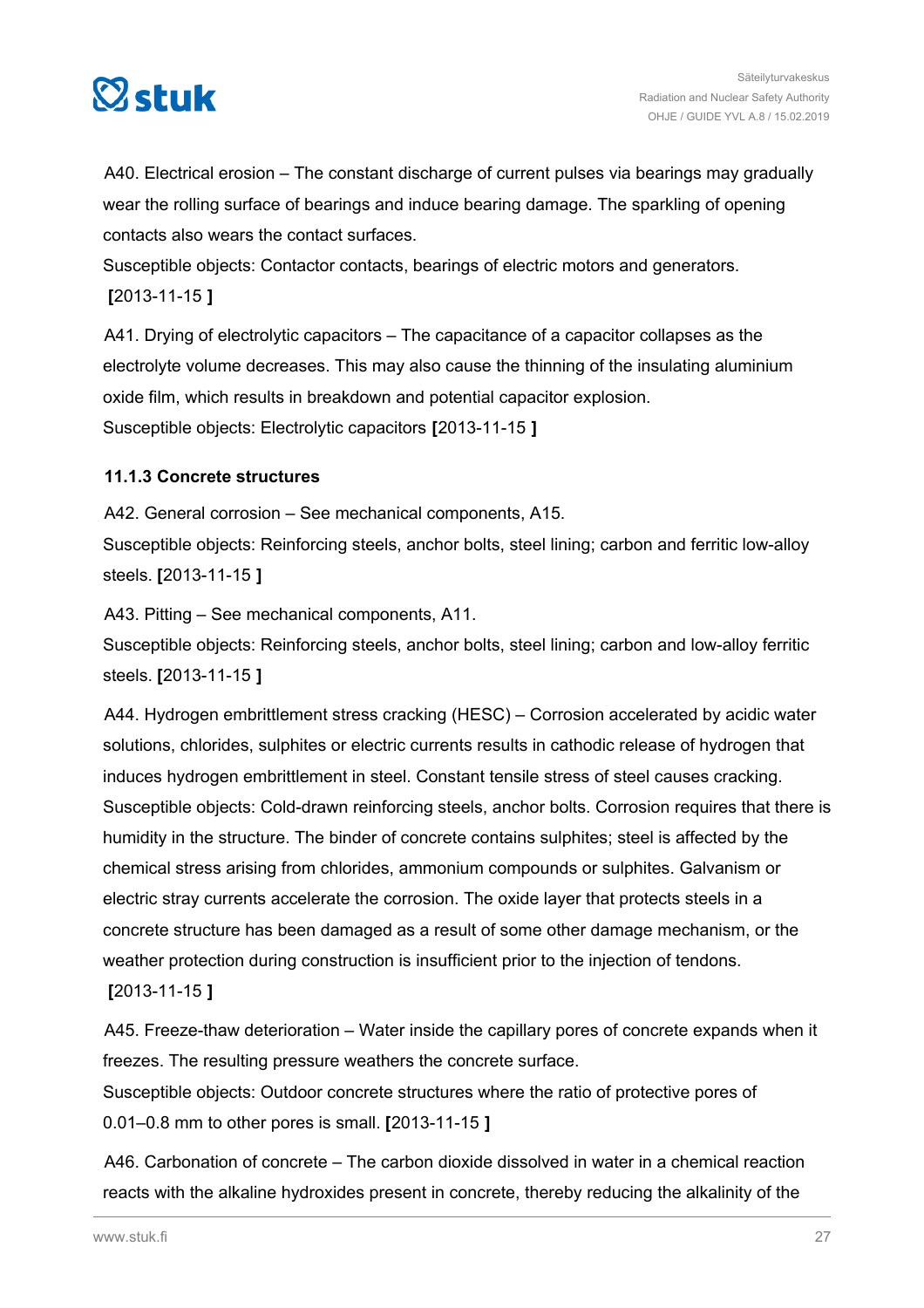A40. Electrical erosion – The constant discharge of current pulses via bearings may gradually wear the rolling surface of bearings and induce bearing damage. The sparkling of opening contacts also wears the contact surfaces.
Susceptible objects: Contactor contacts, bearings of electric motors and generators. **[**2013-11-15 **]**

A41. Drying of electrolytic capacitors – The capacitance of a capacitor collapses as the electrolyte volume decreases. This may also cause the thinning of the insulating aluminium oxide film, which results in breakdown and potential capacitor explosion.
Susceptible objects: Electrolytic capacitors **[**2013-11-15 **]**

### 11.1.3 Concrete structures

A42. General corrosion – See mechanical components, A15.
Susceptible objects: Reinforcing steels, anchor bolts, steel lining; carbon and ferritic low-alloy steels. **[**2013-11-15 **]**

A43. Pitting – See mechanical components, A11.
Susceptible objects: Reinforcing steels, anchor bolts, steel lining; carbon and low-alloy ferritic steels. **[**2013-11-15 **]**

A44. Hydrogen embrittlement stress cracking (HESC) – Corrosion accelerated by acidic water solutions, chlorides, sulphites or electric currents results in cathodic release of hydrogen that induces hydrogen embrittlement in steel. Constant tensile stress of steel causes cracking.
Susceptible objects: Cold-drawn reinforcing steels, anchor bolts. Corrosion requires that there is humidity in the structure. The binder of concrete contains sulphites; steel is affected by the chemical stress arising from chlorides, ammonium compounds or sulphites. Galvanism or electric stray currents accelerate the corrosion. The oxide layer that protects steels in a concrete structure has been damaged as a result of some other damage mechanism, or the weather protection during construction is insufficient prior to the injection of tendons. **[**2013-11-15 **]**

A45. Freeze-thaw deterioration – Water inside the capillary pores of concrete expands when it freezes. The resulting pressure weathers the concrete surface.
Susceptible objects: Outdoor concrete structures where the ratio of protective pores of 0.01–0.8 mm to other pores is small. **[**2013-11-15 **]**

A46. Carbonation of concrete – The carbon dioxide dissolved in water in a chemical reaction reacts with the alkaline hydroxides present in concrete, thereby reducing the alkalinity of the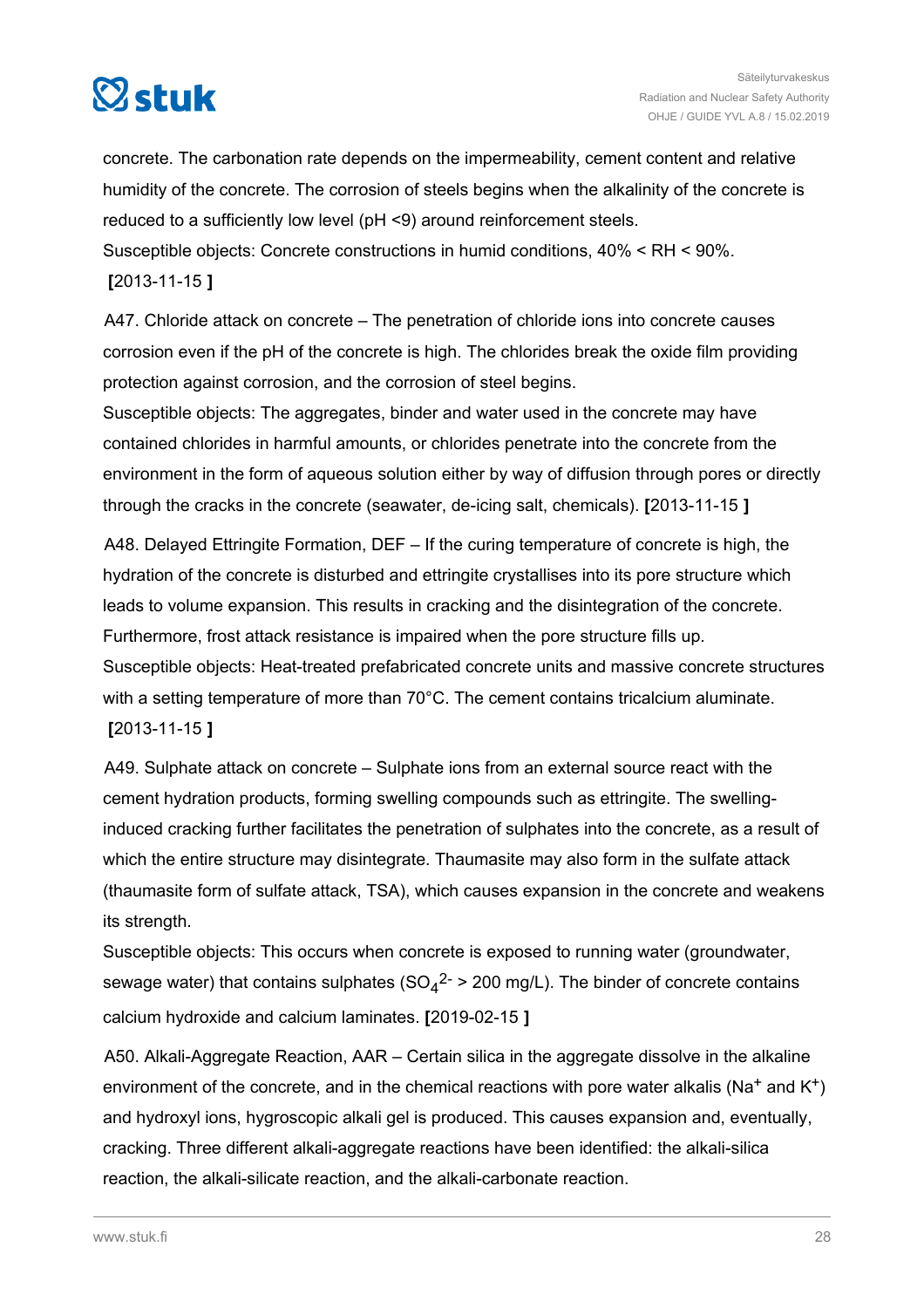concrete. The carbonation rate depends on the impermeability, cement content and relative humidity of the concrete. The corrosion of steels begins when the alkalinity of the concrete is reduced to a sufficiently low level (pH <9) around reinforcement steels.
Susceptible objects: Concrete constructions in humid conditions, 40% < RH < 90%. **[**2013-11-15 **]**

A47. Chloride attack on concrete – The penetration of chloride ions into concrete causes corrosion even if the pH of the concrete is high. The chlorides break the oxide film providing protection against corrosion, and the corrosion of steel begins.
Susceptible objects: The aggregates, binder and water used in the concrete may have contained chlorides in harmful amounts, or chlorides penetrate into the concrete from the environment in the form of aqueous solution either by way of diffusion through pores or directly through the cracks in the concrete (seawater, de-icing salt, chemicals). **[**2013-11-15 **]**

A48. Delayed Ettringite Formation, DEF – If the curing temperature of concrete is high, the hydration of the concrete is disturbed and ettringite crystallises into its pore structure which leads to volume expansion. This results in cracking and the disintegration of the concrete. Furthermore, frost attack resistance is impaired when the pore structure fills up.
Susceptible objects: Heat-treated prefabricated concrete units and massive concrete structures with a setting temperature of more than 70°C. The cement contains tricalcium aluminate. **[**2013-11-15 **]**

A49. Sulphate attack on concrete – Sulphate ions from an external source react with the cement hydration products, forming swelling compounds such as ettringite. The swelling-induced cracking further facilitates the penetration of sulphates into the concrete, as a result of which the entire structure may disintegrate. Thaumasite may also form in the sulfate attack (thaumasite form of sulfate attack, TSA), which causes expansion in the concrete and weakens its strength.
Susceptible objects: This occurs when concrete is exposed to running water (groundwater, sewage water) that contains sulphates ($SO_4^{2-}$ > 200 mg/L). The binder of concrete contains calcium hydroxide and calcium laminates. **[**2019-02-15 **]**

A50. Alkali-Aggregate Reaction, AAR – Certain silica in the aggregate dissolve in the alkaline environment of the concrete, and in the chemical reactions with pore water alkalis ($Na^+$ and $K^+$) and hydroxyl ions, hygroscopic alkali gel is produced. This causes expansion and, eventually, cracking. Three different alkali-aggregate reactions have been identified: the alkali-silica reaction, the alkali-silicate reaction, and the alkali-carbonate reaction.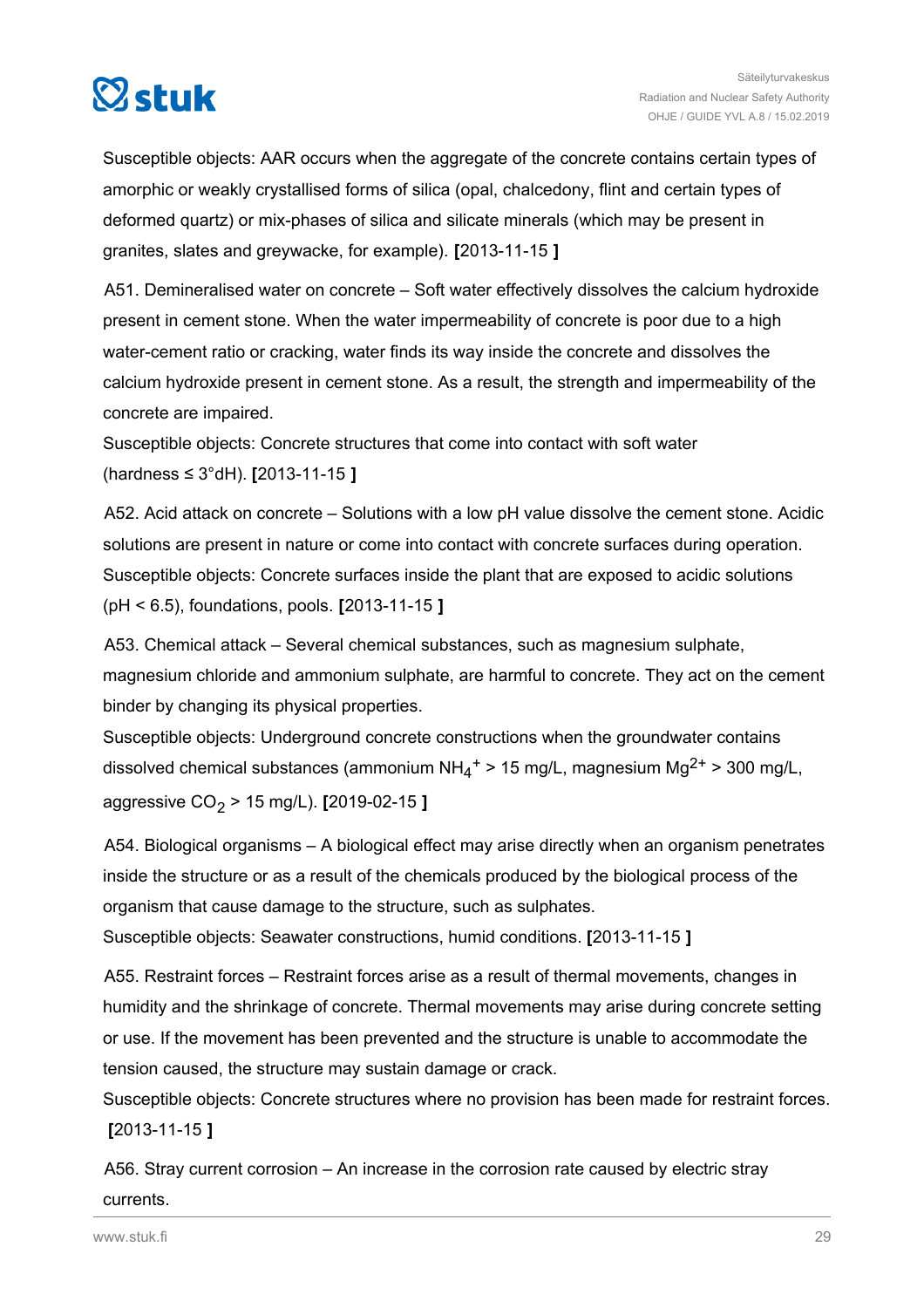Susceptible objects: AAR occurs when the aggregate of the concrete contains certain types of amorphic or weakly crystallised forms of silica (opal, chalcedony, flint and certain types of deformed quartz) or mix-phases of silica and silicate minerals (which may be present in granites, slates and greywacke, for example). **[**2013-11-15 **]**

A51. Demineralised water on concrete – Soft water effectively dissolves the calcium hydroxide present in cement stone. When the water impermeability of concrete is poor due to a high water-cement ratio or cracking, water finds its way inside the concrete and dissolves the calcium hydroxide present in cement stone. As a result, the strength and impermeability of the concrete are impaired.
Susceptible objects: Concrete structures that come into contact with soft water (hardness ≤ 3°dH). **[**2013-11-15 **]**

A52. Acid attack on concrete – Solutions with a low pH value dissolve the cement stone. Acidic solutions are present in nature or come into contact with concrete surfaces during operation.
Susceptible objects: Concrete surfaces inside the plant that are exposed to acidic solutions (pH < 6.5), foundations, pools. **[**2013-11-15 **]**

A53. Chemical attack – Several chemical substances, such as magnesium sulphate, magnesium chloride and ammonium sulphate, are harmful to concrete. They act on the cement binder by changing its physical properties.
Susceptible objects: Underground concrete constructions when the groundwater contains dissolved chemical substances (ammonium $NH_4^+$ > 15 mg/L, magnesium $Mg^{2+}$ > 300 mg/L, aggressive $CO_2$ > 15 mg/L). **[**2019-02-15 **]**

A54. Biological organisms – A biological effect may arise directly when an organism penetrates inside the structure or as a result of the chemicals produced by the biological process of the organism that cause damage to the structure, such as sulphates.
Susceptible objects: Seawater constructions, humid conditions. **[**2013-11-15 **]**

A55. Restraint forces – Restraint forces arise as a result of thermal movements, changes in humidity and the shrinkage of concrete. Thermal movements may arise during concrete setting or use. If the movement has been prevented and the structure is unable to accommodate the tension caused, the structure may sustain damage or crack.
Susceptible objects: Concrete structures where no provision has been made for restraint forces. **[**2013-11-15 **]**

A56. Stray current corrosion – An increase in the corrosion rate caused by electric stray currents.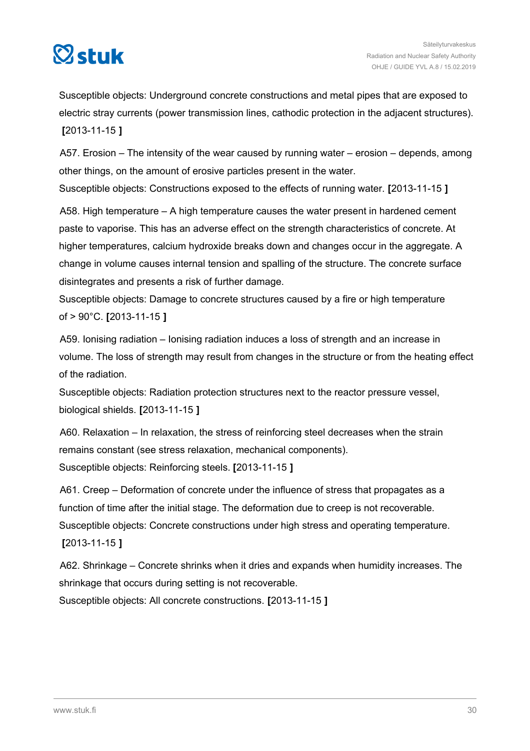Susceptible objects: Underground concrete constructions and metal pipes that are exposed to electric stray currents (power transmission lines, cathodic protection in the adjacent structures). **[**2013-11-15 **]**

A57. Erosion – The intensity of the wear caused by running water – erosion – depends, among other things, on the amount of erosive particles present in the water.
Susceptible objects: Constructions exposed to the effects of running water. **[**2013-11-15 **]**

A58. High temperature – A high temperature causes the water present in hardened cement paste to vaporise. This has an adverse effect on the strength characteristics of concrete. At higher temperatures, calcium hydroxide breaks down and changes occur in the aggregate. A change in volume causes internal tension and spalling of the structure. The concrete surface disintegrates and presents a risk of further damage.
Susceptible objects: Damage to concrete structures caused by a fire or high temperature of > 90°C. **[**2013-11-15 **]**

A59. Ionising radiation – Ionising radiation induces a loss of strength and an increase in volume. The loss of strength may result from changes in the structure or from the heating effect of the radiation.
Susceptible objects: Radiation protection structures next to the reactor pressure vessel, biological shields. **[**2013-11-15 **]**

A60. Relaxation – In relaxation, the stress of reinforcing steel decreases when the strain remains constant (see stress relaxation, mechanical components).
Susceptible objects: Reinforcing steels. **[**2013-11-15 **]**

A61. Creep – Deformation of concrete under the influence of stress that propagates as a function of time after the initial stage. The deformation due to creep is not recoverable.
Susceptible objects: Concrete constructions under high stress and operating temperature. **[**2013-11-15 **]**

A62. Shrinkage – Concrete shrinks when it dries and expands when humidity increases. The shrinkage that occurs during setting is not recoverable.
Susceptible objects: All concrete constructions. **[**2013-11-15 **]**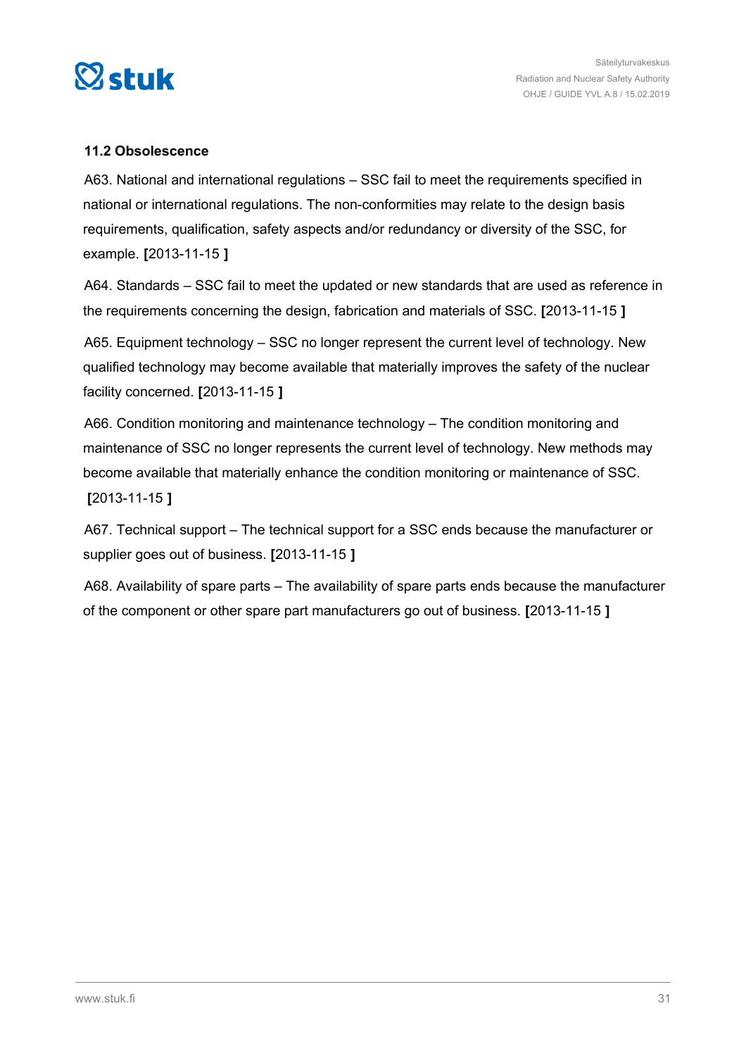### 11.2 Obsolescence

A63. National and international regulations – SSC fail to meet the requirements specified in national or international regulations. The non-conformities may relate to the design basis requirements, qualification, safety aspects and/or redundancy or diversity of the SSC, for example. **[**2013-11-15 **]**

A64. Standards – SSC fail to meet the updated or new standards that are used as reference in the requirements concerning the design, fabrication and materials of SSC. **[**2013-11-15 **]**

A65. Equipment technology – SSC no longer represent the current level of technology. New qualified technology may become available that materially improves the safety of the nuclear facility concerned. **[**2013-11-15 **]**

A66. Condition monitoring and maintenance technology – The condition monitoring and maintenance of SSC no longer represents the current level of technology. New methods may become available that materially enhance the condition monitoring or maintenance of SSC. **[**2013-11-15 **]**

A67. Technical support – The technical support for a SSC ends because the manufacturer or supplier goes out of business. **[**2013-11-15 **]**

A68. Availability of spare parts – The availability of spare parts ends because the manufacturer of the component or other spare part manufacturers go out of business. **[**2013-11-15 **]**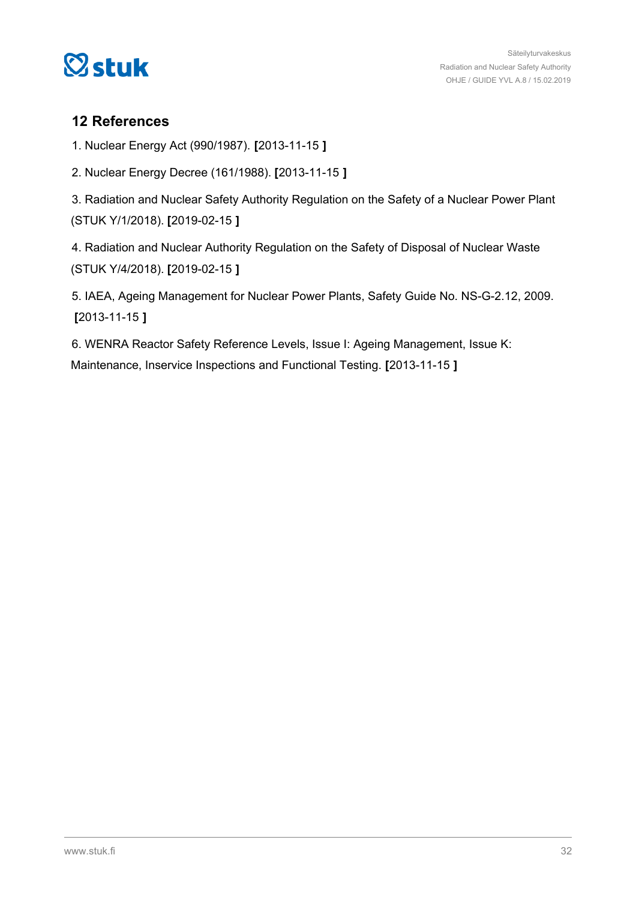## 12 References

1. Nuclear Energy Act (990/1987). **[**2013-11-15 **]**

2. Nuclear Energy Decree (161/1988). **[**2013-11-15 **]**

3. Radiation and Nuclear Safety Authority Regulation on the Safety of a Nuclear Power Plant (STUK Y/1/2018). **[**2019-02-15 **]**

4. Radiation and Nuclear Authority Regulation on the Safety of Disposal of Nuclear Waste (STUK Y/4/2018). **[**2019-02-15 **]**

5. IAEA, Ageing Management for Nuclear Power Plants, Safety Guide No. NS-G-2.12, 2009. **[**2013-11-15 **]**

6. WENRA Reactor Safety Reference Levels, Issue I: Ageing Management, Issue K: Maintenance, Inservice Inspections and Functional Testing. **[**2013-11-15 **]**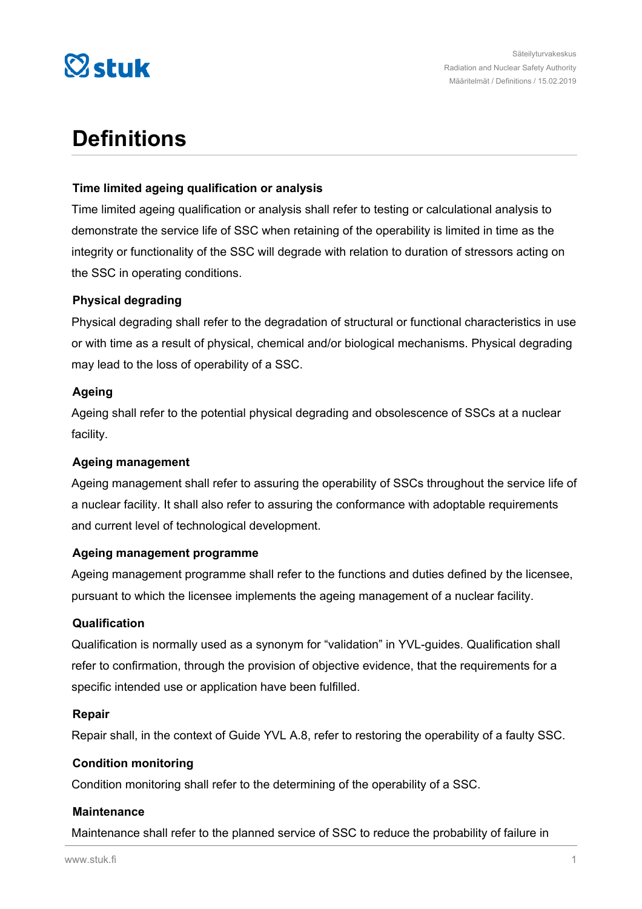# Definitions

### Time limited ageing qualification or analysis

Time limited ageing qualification or analysis shall refer to testing or calculational analysis to demonstrate the service life of SSC when retaining of the operability is limited in time as the integrity or functionality of the SSC will degrade with relation to duration of stressors acting on the SSC in operating conditions.

### Physical degrading

Physical degrading shall refer to the degradation of structural or functional characteristics in use or with time as a result of physical, chemical and/or biological mechanisms. Physical degrading may lead to the loss of operability of a SSC.

### Ageing

Ageing shall refer to the potential physical degrading and obsolescence of SSCs at a nuclear facility.

### Ageing management

Ageing management shall refer to assuring the operability of SSCs throughout the service life of a nuclear facility. It shall also refer to assuring the conformance with adoptable requirements and current level of technological development.

### Ageing management programme

Ageing management programme shall refer to the functions and duties defined by the licensee, pursuant to which the licensee implements the ageing management of a nuclear facility.

### Qualification

Qualification is normally used as a synonym for "validation" in YVL-guides. Qualification shall refer to confirmation, through the provision of objective evidence, that the requirements for a specific intended use or application have been fulfilled.

### Repair

Repair shall, in the context of Guide YVL A.8, refer to restoring the operability of a faulty SSC.

### Condition monitoring

Condition monitoring shall refer to the determining of the operability of a SSC.

### Maintenance

Maintenance shall refer to the planned service of SSC to reduce the probability of failure in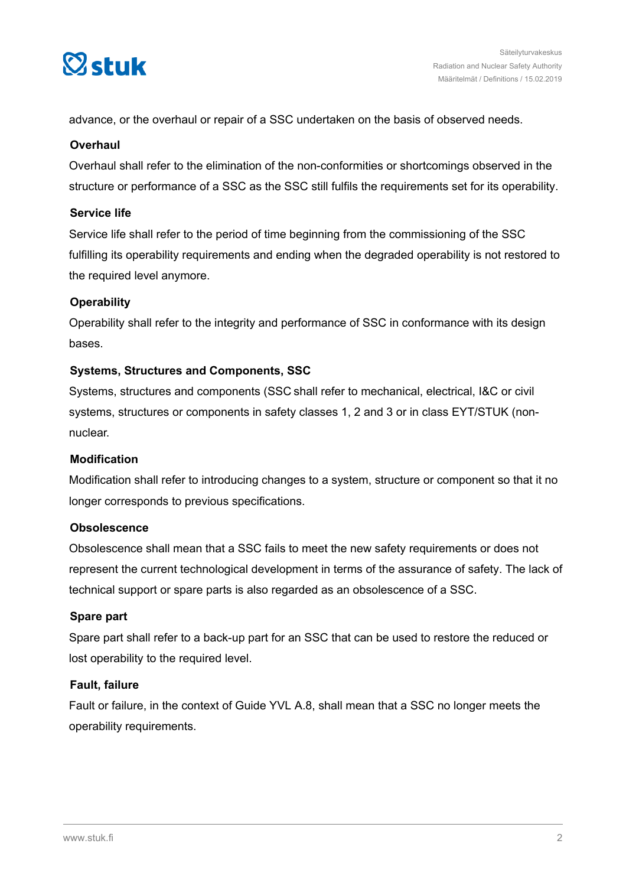advance, or the overhaul or repair of a SSC undertaken on the basis of observed needs.

**Overhaul**

Overhaul shall refer to the elimination of the non-conformities or shortcomings observed in the structure or performance of a SSC as the SSC still fulfils the requirements set for its operability.

**Service life**

Service life shall refer to the period of time beginning from the commissioning of the SSC fulfilling its operability requirements and ending when the degraded operability is not restored to the required level anymore.

**Operability**

Operability shall refer to the integrity and performance of SSC in conformance with its design bases.

**Systems, Structures and Components, SSC**

Systems, structures and components (SSC shall refer to mechanical, electrical, I&C or civil systems, structures or components in safety classes 1, 2 and 3 or in class EYT/STUK (non-nuclear.

**Modification**

Modification shall refer to introducing changes to a system, structure or component so that it no longer corresponds to previous specifications.

**Obsolescence**

Obsolescence shall mean that a SSC fails to meet the new safety requirements or does not represent the current technological development in terms of the assurance of safety. The lack of technical support or spare parts is also regarded as an obsolescence of a SSC.

**Spare part**

Spare part shall refer to a back-up part for an SSC that can be used to restore the reduced or lost operability to the required level.

**Fault, failure**

Fault or failure, in the context of Guide YVL A.8, shall mean that a SSC no longer meets the operability requirements.